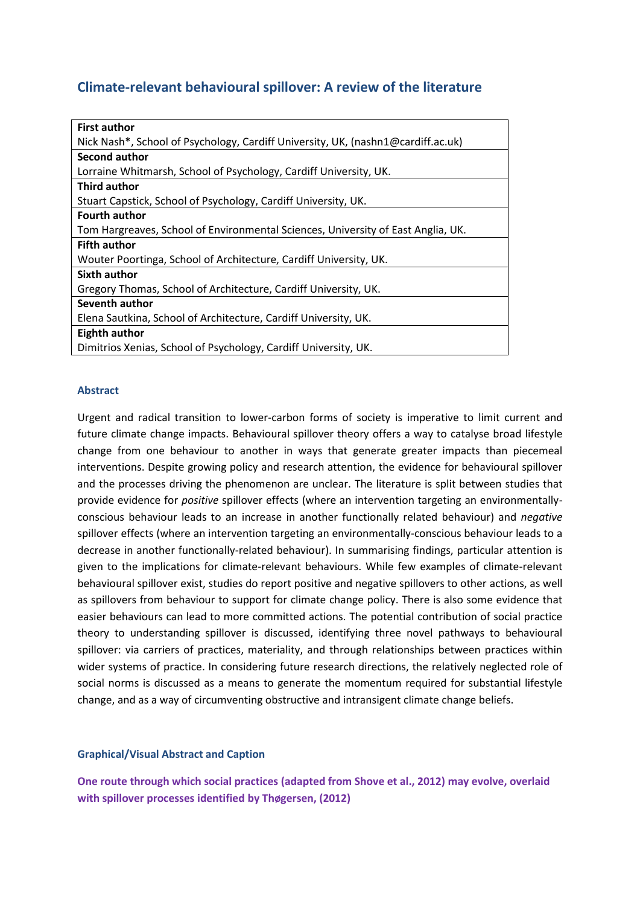# Climate-relevant behavioural spillover: A review of the literature

| First author |
|---|
| Nick Nash*, School of Psychology, Cardiff University, UK, (nashn1@cardiff.ac.uk) |
| **Second author** |
| Lorraine Whitmarsh, School of Psychology, Cardiff University, UK. |
| **Third author** |
| Stuart Capstick, School of Psychology, Cardiff University, UK. |
| **Fourth author** |
| Tom Hargreaves, School of Environmental Sciences, University of East Anglia, UK. |
| **Fifth author** |
| Wouter Poortinga, School of Architecture, Cardiff University, UK. |
| **Sixth author** |
| Gregory Thomas, School of Architecture, Cardiff University, UK. |
| **Seventh author** |
| Elena Sautkina, School of Architecture, Cardiff University, UK. |
| **Eighth author** |
| Dimitrios Xenias, School of Psychology, Cardiff University, UK. |

## Abstract

Urgent and radical transition to lower-carbon forms of society is imperative to limit current and future climate change impacts. Behavioural spillover theory offers a way to catalyse broad lifestyle change from one behaviour to another in ways that generate greater impacts than piecemeal interventions. Despite growing policy and research attention, the evidence for behavioural spillover and the processes driving the phenomenon are unclear. The literature is split between studies that provide evidence for *positive* spillover effects (where an intervention targeting an environmentally-conscious behaviour leads to an increase in another functionally related behaviour) and *negative* spillover effects (where an intervention targeting an environmentally-conscious behaviour leads to a decrease in another functionally-related behaviour). In summarising findings, particular attention is given to the implications for climate-relevant behaviours. While few examples of climate-relevant behavioural spillover exist, studies do report positive and negative spillovers to other actions, as well as spillovers from behaviour to support for climate change policy. There is also some evidence that easier behaviours can lead to more committed actions. The potential contribution of social practice theory to understanding spillover is discussed, identifying three novel pathways to behavioural spillover: via carriers of practices, materiality, and through relationships between practices within wider systems of practice. In considering future research directions, the relatively neglected role of social norms is discussed as a means to generate the momentum required for substantial lifestyle change, and as a way of circumventing obstructive and intransigent climate change beliefs.

### Graphical/Visual Abstract and Caption

**One route through which social practices (adapted from Shove et al., 2012) may evolve, overlaid with spillover processes identified by Thøgersen, (2012)**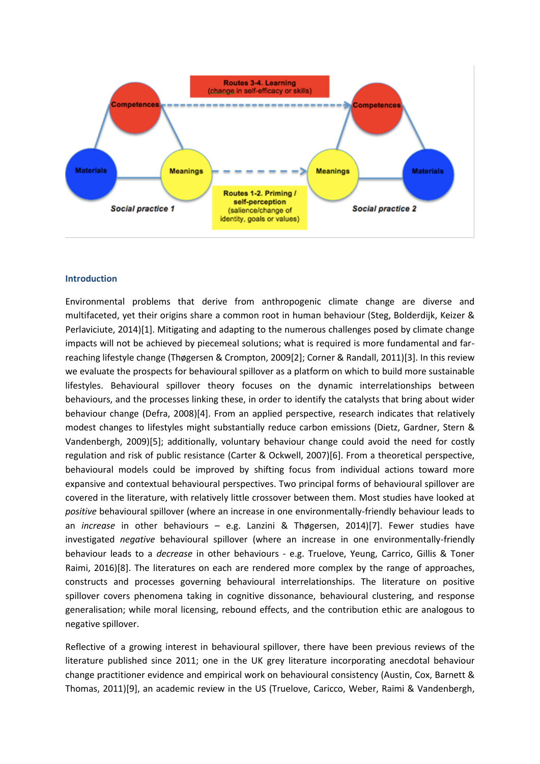## Introduction

Environmental problems that derive from anthropogenic climate change are diverse and multifaceted, yet their origins share a common root in human behaviour (Steg, Bolderdijk, Keizer & Perlaviciute, 2014)[1]. Mitigating and adapting to the numerous challenges posed by climate change impacts will not be achieved by piecemeal solutions; what is required is more fundamental and far-reaching lifestyle change (Thøgersen & Crompton, 2009[2]; Corner & Randall, 2011)[3]. In this review we evaluate the prospects for behavioural spillover as a platform on which to build more sustainable lifestyles. Behavioural spillover theory focuses on the dynamic interrelationships between behaviours, and the processes linking these, in order to identify the catalysts that bring about wider behaviour change (Defra, 2008)[4]. From an applied perspective, research indicates that relatively modest changes to lifestyles might substantially reduce carbon emissions (Dietz, Gardner, Stern & Vandenbergh, 2009)[5]; additionally, voluntary behaviour change could avoid the need for costly regulation and risk of public resistance (Carter & Ockwell, 2007)[6]. From a theoretical perspective, behavioural models could be improved by shifting focus from individual actions toward more expansive and contextual behavioural perspectives. Two principal forms of behavioural spillover are covered in the literature, with relatively little crossover between them. Most studies have looked at *positive* behavioural spillover (where an increase in one environmentally-friendly behaviour leads to an *increase* in other behaviours – e.g. Lanzini & Thøgersen, 2014)[7]. Fewer studies have investigated *negative* behavioural spillover (where an increase in one environmentally-friendly behaviour leads to a *decrease* in other behaviours - e.g. Truelove, Yeung, Carrico, Gillis & Toner Raimi, 2016)[8]. The literatures on each are rendered more complex by the range of approaches, constructs and processes governing behavioural interrelationships. The literature on positive spillover covers phenomena taking in cognitive dissonance, behavioural clustering, and response generalisation; while moral licensing, rebound effects, and the contribution ethic are analogous to negative spillover.

Reflective of a growing interest in behavioural spillover, there have been previous reviews of the literature published since 2011; one in the UK grey literature incorporating anecdotal behaviour change practitioner evidence and empirical work on behavioural consistency (Austin, Cox, Barnett & Thomas, 2011)[9], an academic review in the US (Truelove, Caricco, Weber, Raimi & Vandenbergh,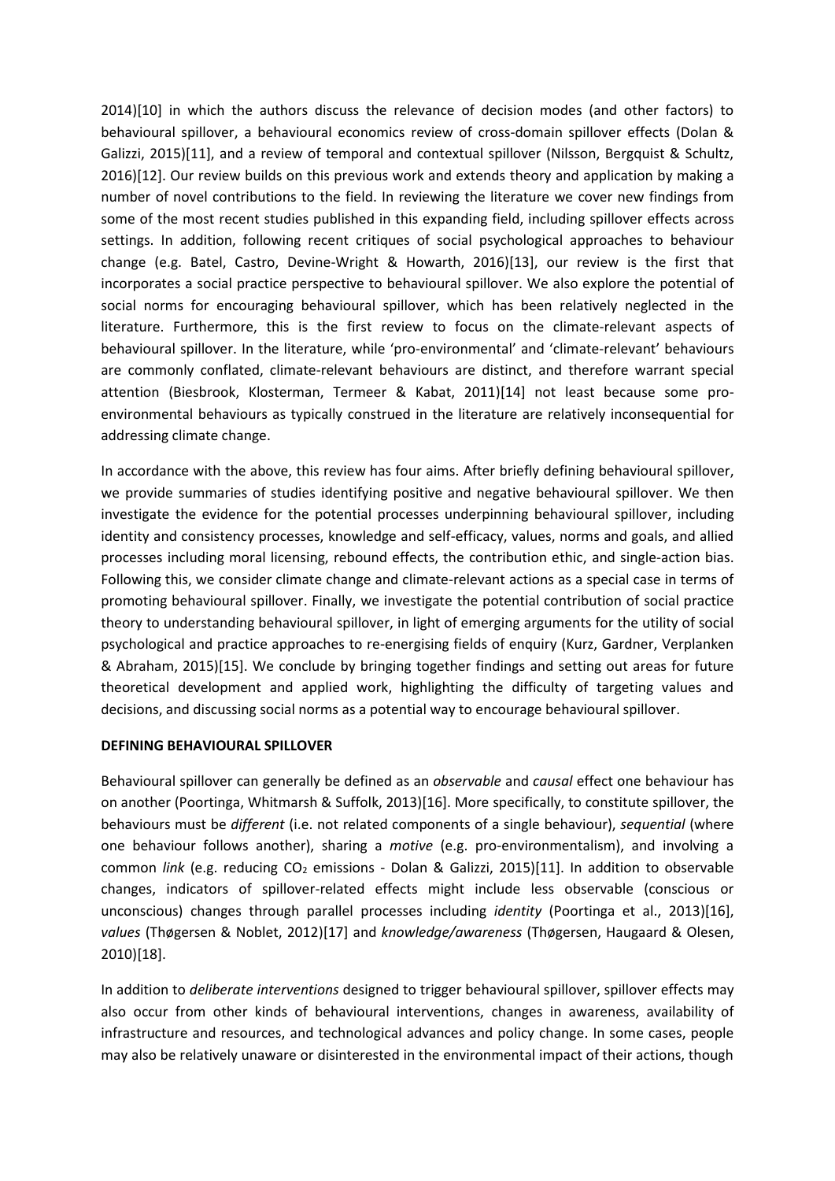2014)[10] in which the authors discuss the relevance of decision modes (and other factors) to behavioural spillover, a behavioural economics review of cross-domain spillover effects (Dolan & Galizzi, 2015)[11], and a review of temporal and contextual spillover (Nilsson, Bergquist & Schultz, 2016)[12]. Our review builds on this previous work and extends theory and application by making a number of novel contributions to the field. In reviewing the literature we cover new findings from some of the most recent studies published in this expanding field, including spillover effects across settings. In addition, following recent critiques of social psychological approaches to behaviour change (e.g. Batel, Castro, Devine-Wright & Howarth, 2016)[13], our review is the first that incorporates a social practice perspective to behavioural spillover. We also explore the potential of social norms for encouraging behavioural spillover, which has been relatively neglected in the literature. Furthermore, this is the first review to focus on the climate-relevant aspects of behavioural spillover. In the literature, while 'pro-environmental' and 'climate-relevant' behaviours are commonly conflated, climate-relevant behaviours are distinct, and therefore warrant special attention (Biesbrook, Klosterman, Termeer & Kabat, 2011)[14] not least because some pro-environmental behaviours as typically construed in the literature are relatively inconsequential for addressing climate change.

In accordance with the above, this review has four aims. After briefly defining behavioural spillover, we provide summaries of studies identifying positive and negative behavioural spillover. We then investigate the evidence for the potential processes underpinning behavioural spillover, including identity and consistency processes, knowledge and self-efficacy, values, norms and goals, and allied processes including moral licensing, rebound effects, the contribution ethic, and single-action bias. Following this, we consider climate change and climate-relevant actions as a special case in terms of promoting behavioural spillover. Finally, we investigate the potential contribution of social practice theory to understanding behavioural spillover, in light of emerging arguments for the utility of social psychological and practice approaches to re-energising fields of enquiry (Kurz, Gardner, Verplanken & Abraham, 2015)[15]. We conclude by bringing together findings and setting out areas for future theoretical development and applied work, highlighting the difficulty of targeting values and decisions, and discussing social norms as a potential way to encourage behavioural spillover.

## DEFINING BEHAVIOURAL SPILLOVER

Behavioural spillover can generally be defined as an *observable* and *causal* effect one behaviour has on another (Poortinga, Whitmarsh & Suffolk, 2013)[16]. More specifically, to constitute spillover, the behaviours must be *different* (i.e. not related components of a single behaviour), *sequential* (where one behaviour follows another), sharing a *motive* (e.g. pro-environmentalism), and involving a common *link* (e.g. reducing $CO_2$ emissions - Dolan & Galizzi, 2015)[11]. In addition to observable changes, indicators of spillover-related effects might include less observable (conscious or unconscious) changes through parallel processes including *identity* (Poortinga et al., 2013)[16], *values* (Thøgersen & Noblet, 2012)[17] and *knowledge/awareness* (Thøgersen, Haugaard & Olesen, 2010)[18].

In addition to *deliberate interventions* designed to trigger behavioural spillover, spillover effects may also occur from other kinds of behavioural interventions, changes in awareness, availability of infrastructure and resources, and technological advances and policy change. In some cases, people may also be relatively unaware or disinterested in the environmental impact of their actions, though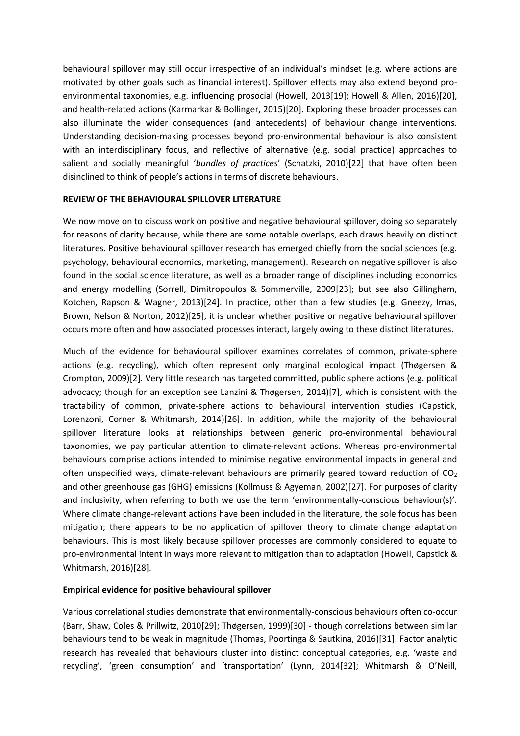behavioural spillover may still occur irrespective of an individual's mindset (e.g. where actions are motivated by other goals such as financial interest). Spillover effects may also extend beyond pro-environmental taxonomies, e.g. influencing prosocial (Howell, 2013[19]; Howell & Allen, 2016)[20], and health-related actions (Karmarkar & Bollinger, 2015)[20]. Exploring these broader processes can also illuminate the wider consequences (and antecedents) of behaviour change interventions. Understanding decision-making processes beyond pro-environmental behaviour is also consistent with an interdisciplinary focus, and reflective of alternative (e.g. social practice) approaches to salient and socially meaningful '*bundles of practices*' (Schatzki, 2010)[22] that have often been disinclined to think of people's actions in terms of discrete behaviours.

## REVIEW OF THE BEHAVIOURAL SPILLOVER LITERATURE

We now move on to discuss work on positive and negative behavioural spillover, doing so separately for reasons of clarity because, while there are some notable overlaps, each draws heavily on distinct literatures. Positive behavioural spillover research has emerged chiefly from the social sciences (e.g. psychology, behavioural economics, marketing, management). Research on negative spillover is also found in the social science literature, as well as a broader range of disciplines including economics and energy modelling (Sorrell, Dimitropoulos & Sommerville, 2009[23]; but see also Gillingham, Kotchen, Rapson & Wagner, 2013)[24]. In practice, other than a few studies (e.g. Gneezy, Imas, Brown, Nelson & Norton, 2012)[25], it is unclear whether positive or negative behavioural spillover occurs more often and how associated processes interact, largely owing to these distinct literatures.

Much of the evidence for behavioural spillover examines correlates of common, private-sphere actions (e.g. recycling), which often represent only marginal ecological impact (Thøgersen & Crompton, 2009)[2]. Very little research has targeted committed, public sphere actions (e.g. political advocacy; though for an exception see Lanzini & Thøgersen, 2014)[7], which is consistent with the tractability of common, private-sphere actions to behavioural intervention studies (Capstick, Lorenzoni, Corner & Whitmarsh, 2014)[26]. In addition, while the majority of the behavioural spillover literature looks at relationships between generic pro-environmental behavioural taxonomies, we pay particular attention to climate-relevant actions. Whereas pro-environmental behaviours comprise actions intended to minimise negative environmental impacts in general and often unspecified ways, climate-relevant behaviours are primarily geared toward reduction of $CO_2$ and other greenhouse gas (GHG) emissions (Kollmuss & Agyeman, 2002)[27]. For purposes of clarity and inclusivity, when referring to both we use the term 'environmentally-conscious behaviour(s)'. Where climate change-relevant actions have been included in the literature, the sole focus has been mitigation; there appears to be no application of spillover theory to climate change adaptation behaviours. This is most likely because spillover processes are commonly considered to equate to pro-environmental intent in ways more relevant to mitigation than to adaptation (Howell, Capstick & Whitmarsh, 2016)[28].

### Empirical evidence for positive behavioural spillover

Various correlational studies demonstrate that environmentally-conscious behaviours often co-occur (Barr, Shaw, Coles & Prillwitz, 2010[29]; Thøgersen, 1999)[30] - though correlations between similar behaviours tend to be weak in magnitude (Thomas, Poortinga & Sautkina, 2016)[31]. Factor analytic research has revealed that behaviours cluster into distinct conceptual categories, e.g. 'waste and recycling', 'green consumption' and 'transportation' (Lynn, 2014[32]; Whitmarsh & O'Neill,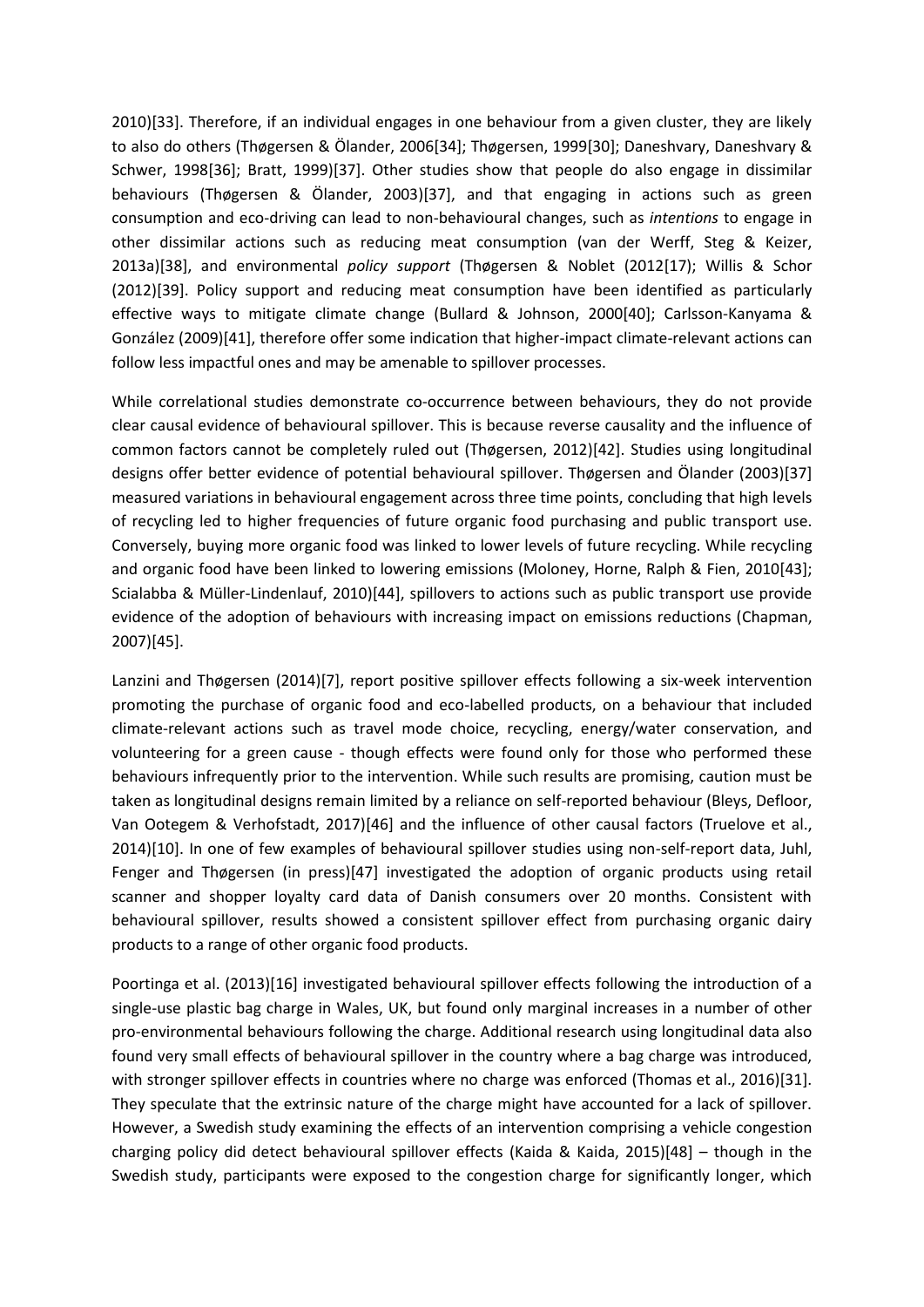2010)[33]. Therefore, if an individual engages in one behaviour from a given cluster, they are likely to also do others (Thøgersen & Ölander, 2006[34]; Thøgersen, 1999[30]; Daneshvary, Daneshvary & Schwer, 1998[36]; Bratt, 1999)[37]. Other studies show that people do also engage in dissimilar behaviours (Thøgersen & Ölander, 2003)[37], and that engaging in actions such as green consumption and eco-driving can lead to non-behavioural changes, such as *intentions* to engage in other dissimilar actions such as reducing meat consumption (van der Werff, Steg & Keizer, 2013a)[38], and environmental *policy support* (Thøgersen & Noblet (2012[17]; Willis & Schor (2012)[39]. Policy support and reducing meat consumption have been identified as particularly effective ways to mitigate climate change (Bullard & Johnson, 2000[40]; Carlsson-Kanyama & González (2009)[41], therefore offer some indication that higher-impact climate-relevant actions can follow less impactful ones and may be amenable to spillover processes.

While correlational studies demonstrate co-occurrence between behaviours, they do not provide clear causal evidence of behavioural spillover. This is because reverse causality and the influence of common factors cannot be completely ruled out (Thøgersen, 2012)[42]. Studies using longitudinal designs offer better evidence of potential behavioural spillover. Thøgersen and Ölander (2003)[37] measured variations in behavioural engagement across three time points, concluding that high levels of recycling led to higher frequencies of future organic food purchasing and public transport use. Conversely, buying more organic food was linked to lower levels of future recycling. While recycling and organic food have been linked to lowering emissions (Moloney, Horne, Ralph & Fien, 2010[43]; Scialabba & Müller-Lindenlauf, 2010)[44], spillovers to actions such as public transport use provide evidence of the adoption of behaviours with increasing impact on emissions reductions (Chapman, 2007)[45].

Lanzini and Thøgersen (2014)[7], report positive spillover effects following a six-week intervention promoting the purchase of organic food and eco-labelled products, on a behaviour that included climate-relevant actions such as travel mode choice, recycling, energy/water conservation, and volunteering for a green cause - though effects were found only for those who performed these behaviours infrequently prior to the intervention. While such results are promising, caution must be taken as longitudinal designs remain limited by a reliance on self-reported behaviour (Bleys, Defloor, Van Ootegem & Verhofstadt, 2017)[46] and the influence of other causal factors (Truelove et al., 2014)[10]. In one of few examples of behavioural spillover studies using non-self-report data, Juhl, Fenger and Thøgersen (in press)[47] investigated the adoption of organic products using retail scanner and shopper loyalty card data of Danish consumers over 20 months. Consistent with behavioural spillover, results showed a consistent spillover effect from purchasing organic dairy products to a range of other organic food products.

Poortinga et al. (2013)[16] investigated behavioural spillover effects following the introduction of a single-use plastic bag charge in Wales, UK, but found only marginal increases in a number of other pro-environmental behaviours following the charge. Additional research using longitudinal data also found very small effects of behavioural spillover in the country where a bag charge was introduced, with stronger spillover effects in countries where no charge was enforced (Thomas et al., 2016)[31]. They speculate that the extrinsic nature of the charge might have accounted for a lack of spillover. However, a Swedish study examining the effects of an intervention comprising a vehicle congestion charging policy did detect behavioural spillover effects (Kaida & Kaida, 2015)[48] – though in the Swedish study, participants were exposed to the congestion charge for significantly longer, which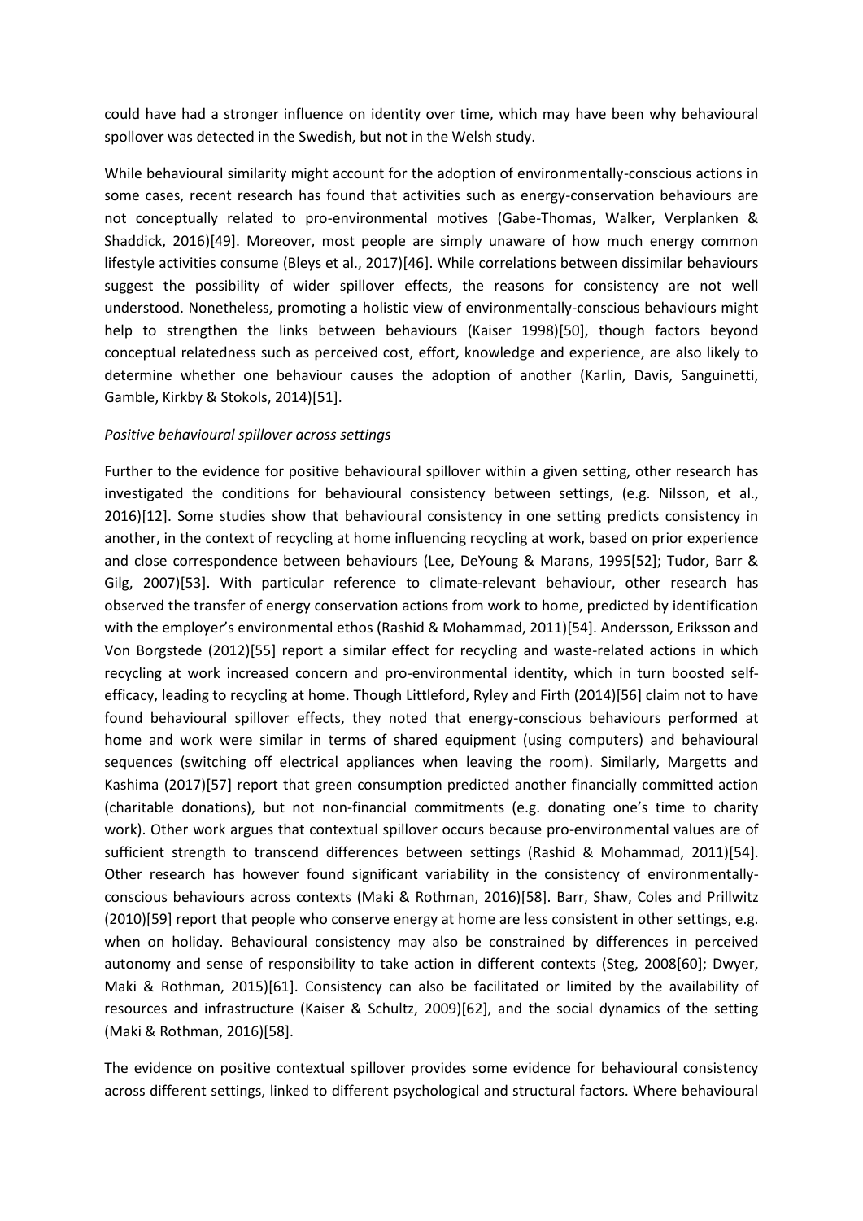could have had a stronger influence on identity over time, which may have been why behavioural spollover was detected in the Swedish, but not in the Welsh study.

While behavioural similarity might account for the adoption of environmentally-conscious actions in some cases, recent research has found that activities such as energy-conservation behaviours are not conceptually related to pro-environmental motives (Gabe-Thomas, Walker, Verplanken & Shaddick, 2016)[49]. Moreover, most people are simply unaware of how much energy common lifestyle activities consume (Bleys et al., 2017)[46]. While correlations between dissimilar behaviours suggest the possibility of wider spillover effects, the reasons for consistency are not well understood. Nonetheless, promoting a holistic view of environmentally-conscious behaviours might help to strengthen the links between behaviours (Kaiser 1998)[50], though factors beyond conceptual relatedness such as perceived cost, effort, knowledge and experience, are also likely to determine whether one behaviour causes the adoption of another (Karlin, Davis, Sanguinetti, Gamble, Kirkby & Stokols, 2014)[51].

*Positive behavioural spillover across settings*

Further to the evidence for positive behavioural spillover within a given setting, other research has investigated the conditions for behavioural consistency between settings, (e.g. Nilsson, et al., 2016)[12]. Some studies show that behavioural consistency in one setting predicts consistency in another, in the context of recycling at home influencing recycling at work, based on prior experience and close correspondence between behaviours (Lee, DeYoung & Marans, 1995[52]; Tudor, Barr & Gilg, 2007)[53]. With particular reference to climate-relevant behaviour, other research has observed the transfer of energy conservation actions from work to home, predicted by identification with the employer's environmental ethos (Rashid & Mohammad, 2011)[54]. Andersson, Eriksson and Von Borgstede (2012)[55] report a similar effect for recycling and waste-related actions in which recycling at work increased concern and pro-environmental identity, which in turn boosted self-efficacy, leading to recycling at home. Though Littleford, Ryley and Firth (2014)[56] claim not to have found behavioural spillover effects, they noted that energy-conscious behaviours performed at home and work were similar in terms of shared equipment (using computers) and behavioural sequences (switching off electrical appliances when leaving the room). Similarly, Margetts and Kashima (2017)[57] report that green consumption predicted another financially committed action (charitable donations), but not non-financial commitments (e.g. donating one's time to charity work). Other work argues that contextual spillover occurs because pro-environmental values are of sufficient strength to transcend differences between settings (Rashid & Mohammad, 2011)[54]. Other research has however found significant variability in the consistency of environmentally-conscious behaviours across contexts (Maki & Rothman, 2016)[58]. Barr, Shaw, Coles and Prillwitz (2010)[59] report that people who conserve energy at home are less consistent in other settings, e.g. when on holiday. Behavioural consistency may also be constrained by differences in perceived autonomy and sense of responsibility to take action in different contexts (Steg, 2008[60]; Dwyer, Maki & Rothman, 2015)[61]. Consistency can also be facilitated or limited by the availability of resources and infrastructure (Kaiser & Schultz, 2009)[62], and the social dynamics of the setting (Maki & Rothman, 2016)[58].

The evidence on positive contextual spillover provides some evidence for behavioural consistency across different settings, linked to different psychological and structural factors. Where behavioural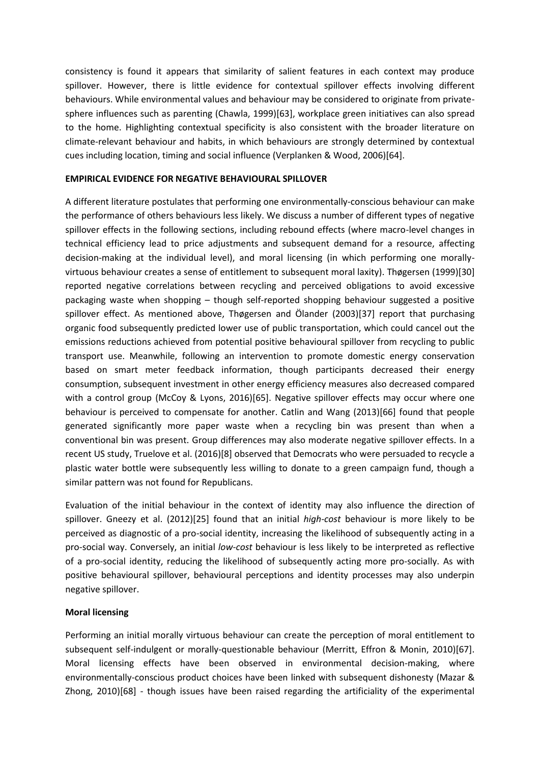consistency is found it appears that similarity of salient features in each context may produce spillover. However, there is little evidence for contextual spillover effects involving different behaviours. While environmental values and behaviour may be considered to originate from private-sphere influences such as parenting (Chawla, 1999)[63], workplace green initiatives can also spread to the home. Highlighting contextual specificity is also consistent with the broader literature on climate-relevant behaviour and habits, in which behaviours are strongly determined by contextual cues including location, timing and social influence (Verplanken & Wood, 2006)[64].

## EMPIRICAL EVIDENCE FOR NEGATIVE BEHAVIOURAL SPILLOVER

A different literature postulates that performing one environmentally-conscious behaviour can make the performance of others behaviours less likely. We discuss a number of different types of negative spillover effects in the following sections, including rebound effects (where macro-level changes in technical efficiency lead to price adjustments and subsequent demand for a resource, affecting decision-making at the individual level), and moral licensing (in which performing one morally-virtuous behaviour creates a sense of entitlement to subsequent moral laxity). Thøgersen (1999)[30] reported negative correlations between recycling and perceived obligations to avoid excessive packaging waste when shopping – though self-reported shopping behaviour suggested a positive spillover effect. As mentioned above, Thøgersen and Ölander (2003)[37] report that purchasing organic food subsequently predicted lower use of public transportation, which could cancel out the emissions reductions achieved from potential positive behavioural spillover from recycling to public transport use. Meanwhile, following an intervention to promote domestic energy conservation based on smart meter feedback information, though participants decreased their energy consumption, subsequent investment in other energy efficiency measures also decreased compared with a control group (McCoy & Lyons, 2016)[65]. Negative spillover effects may occur where one behaviour is perceived to compensate for another. Catlin and Wang (2013)[66] found that people generated significantly more paper waste when a recycling bin was present than when a conventional bin was present. Group differences may also moderate negative spillover effects. In a recent US study, Truelove et al. (2016)[8] observed that Democrats who were persuaded to recycle a plastic water bottle were subsequently less willing to donate to a green campaign fund, though a similar pattern was not found for Republicans.

Evaluation of the initial behaviour in the context of identity may also influence the direction of spillover. Gneezy et al. (2012)[25] found that an initial *high-cost* behaviour is more likely to be perceived as diagnostic of a pro-social identity, increasing the likelihood of subsequently acting in a pro-social way. Conversely, an initial *low-cost* behaviour is less likely to be interpreted as reflective of a pro-social identity, reducing the likelihood of subsequently acting more pro-socially. As with positive behavioural spillover, behavioural perceptions and identity processes may also underpin negative spillover.

### Moral licensing

Performing an initial morally virtuous behaviour can create the perception of moral entitlement to subsequent self-indulgent or morally-questionable behaviour (Merritt, Effron & Monin, 2010)[67]. Moral licensing effects have been observed in environmental decision-making, where environmentally-conscious product choices have been linked with subsequent dishonesty (Mazar & Zhong, 2010)[68] - though issues have been raised regarding the artificiality of the experimental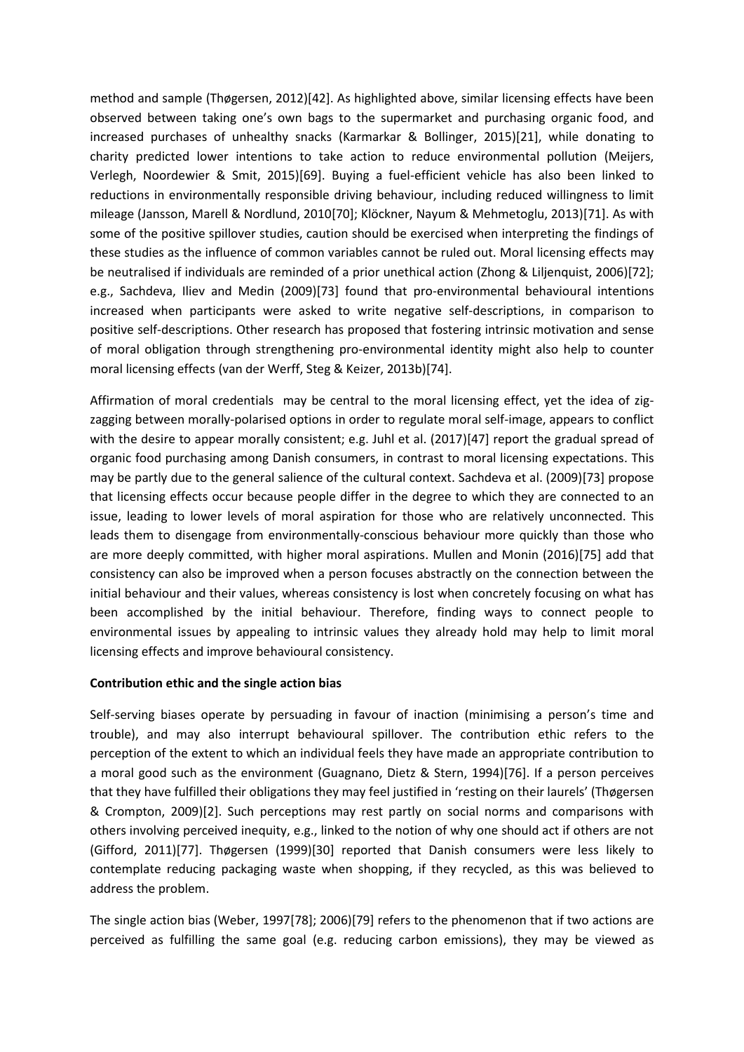method and sample (Thøgersen, 2012)[42]. As highlighted above, similar licensing effects have been observed between taking one's own bags to the supermarket and purchasing organic food, and increased purchases of unhealthy snacks (Karmarkar & Bollinger, 2015)[21], while donating to charity predicted lower intentions to take action to reduce environmental pollution (Meijers, Verlegh, Noordewier & Smit, 2015)[69]. Buying a fuel-efficient vehicle has also been linked to reductions in environmentally responsible driving behaviour, including reduced willingness to limit mileage (Jansson, Marell & Nordlund, 2010[70]; Klöckner, Nayum & Mehmetoglu, 2013)[71]. As with some of the positive spillover studies, caution should be exercised when interpreting the findings of these studies as the influence of common variables cannot be ruled out. Moral licensing effects may be neutralised if individuals are reminded of a prior unethical action (Zhong & Liljenquist, 2006)[72]; e.g., Sachdeva, Iliev and Medin (2009)[73] found that pro-environmental behavioural intentions increased when participants were asked to write negative self-descriptions, in comparison to positive self-descriptions. Other research has proposed that fostering intrinsic motivation and sense of moral obligation through strengthening pro-environmental identity might also help to counter moral licensing effects (van der Werff, Steg & Keizer, 2013b)[74].

Affirmation of moral credentials may be central to the moral licensing effect, yet the idea of zig-zagging between morally-polarised options in order to regulate moral self-image, appears to conflict with the desire to appear morally consistent; e.g. Juhl et al. (2017)[47] report the gradual spread of organic food purchasing among Danish consumers, in contrast to moral licensing expectations. This may be partly due to the general salience of the cultural context. Sachdeva et al. (2009)[73] propose that licensing effects occur because people differ in the degree to which they are connected to an issue, leading to lower levels of moral aspiration for those who are relatively unconnected. This leads them to disengage from environmentally-conscious behaviour more quickly than those who are more deeply committed, with higher moral aspirations. Mullen and Monin (2016)[75] add that consistency can also be improved when a person focuses abstractly on the connection between the initial behaviour and their values, whereas consistency is lost when concretely focusing on what has been accomplished by the initial behaviour. Therefore, finding ways to connect people to environmental issues by appealing to intrinsic values they already hold may help to limit moral licensing effects and improve behavioural consistency.

**Contribution ethic and the single action bias**

Self-serving biases operate by persuading in favour of inaction (minimising a person's time and trouble), and may also interrupt behavioural spillover. The contribution ethic refers to the perception of the extent to which an individual feels they have made an appropriate contribution to a moral good such as the environment (Guagnano, Dietz & Stern, 1994)[76]. If a person perceives that they have fulfilled their obligations they may feel justified in 'resting on their laurels' (Thøgersen & Crompton, 2009)[2]. Such perceptions may rest partly on social norms and comparisons with others involving perceived inequity, e.g., linked to the notion of why one should act if others are not (Gifford, 2011)[77]. Thøgersen (1999)[30] reported that Danish consumers were less likely to contemplate reducing packaging waste when shopping, if they recycled, as this was believed to address the problem.

The single action bias (Weber, 1997[78]; 2006)[79] refers to the phenomenon that if two actions are perceived as fulfilling the same goal (e.g. reducing carbon emissions), they may be viewed as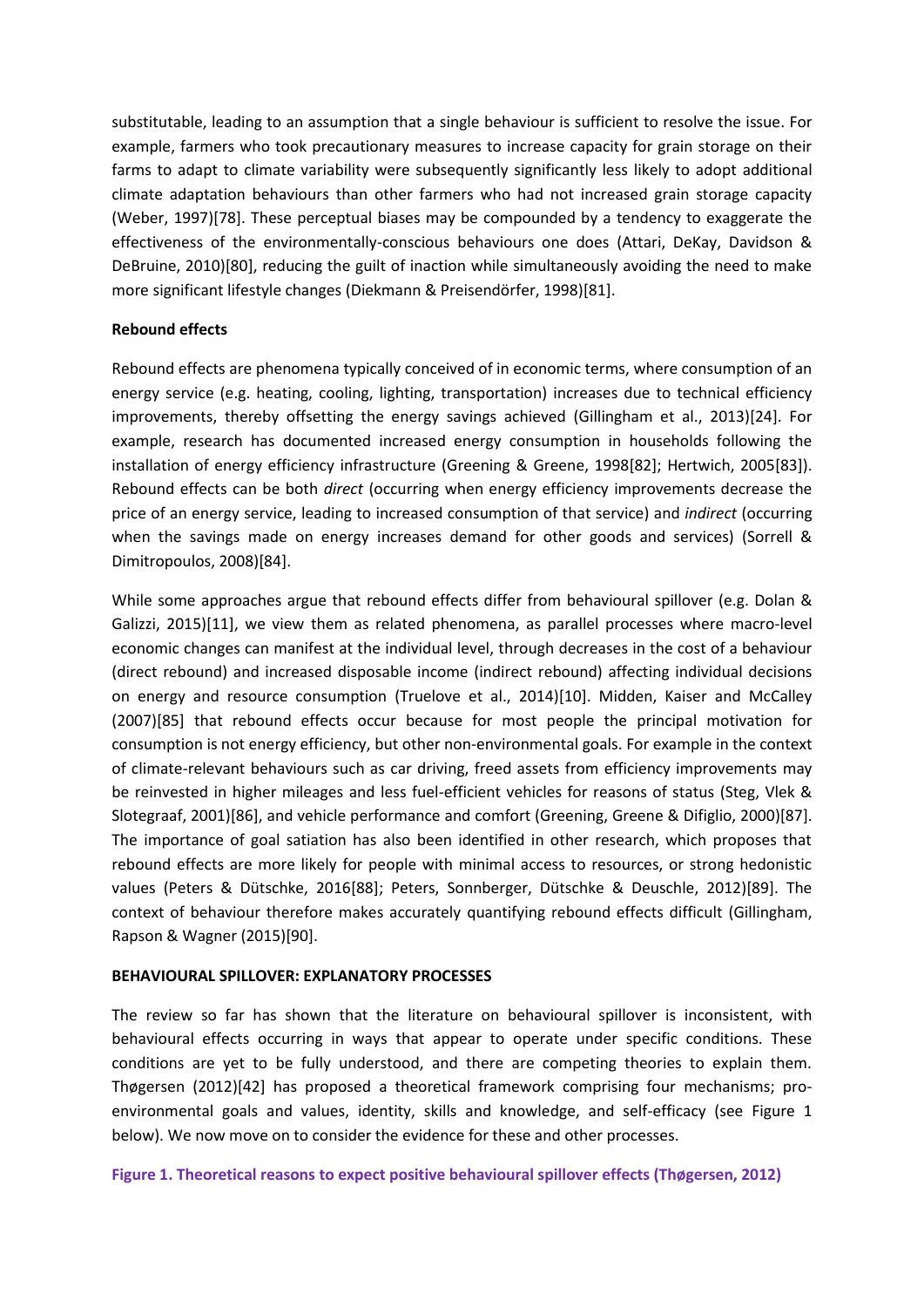substitutable, leading to an assumption that a single behaviour is sufficient to resolve the issue. For example, farmers who took precautionary measures to increase capacity for grain storage on their farms to adapt to climate variability were subsequently significantly less likely to adopt additional climate adaptation behaviours than other farmers who had not increased grain storage capacity (Weber, 1997)[78]. These perceptual biases may be compounded by a tendency to exaggerate the effectiveness of the environmentally-conscious behaviours one does (Attari, DeKay, Davidson & DeBruine, 2010)[80], reducing the guilt of inaction while simultaneously avoiding the need to make more significant lifestyle changes (Diekmann & Preisendörfer, 1998)[81].

**Rebound effects**

Rebound effects are phenomena typically conceived of in economic terms, where consumption of an energy service (e.g. heating, cooling, lighting, transportation) increases due to technical efficiency improvements, thereby offsetting the energy savings achieved (Gillingham et al., 2013)[24]. For example, research has documented increased energy consumption in households following the installation of energy efficiency infrastructure (Greening & Greene, 1998[82]; Hertwich, 2005[83]). Rebound effects can be both *direct* (occurring when energy efficiency improvements decrease the price of an energy service, leading to increased consumption of that service) and *indirect* (occurring when the savings made on energy increases demand for other goods and services) (Sorrell & Dimitropoulos, 2008)[84].

While some approaches argue that rebound effects differ from behavioural spillover (e.g. Dolan & Galizzi, 2015)[11], we view them as related phenomena, as parallel processes where macro-level economic changes can manifest at the individual level, through decreases in the cost of a behaviour (direct rebound) and increased disposable income (indirect rebound) affecting individual decisions on energy and resource consumption (Truelove et al., 2014)[10]. Midden, Kaiser and McCalley (2007)[85] that rebound effects occur because for most people the principal motivation for consumption is not energy efficiency, but other non-environmental goals. For example in the context of climate-relevant behaviours such as car driving, freed assets from efficiency improvements may be reinvested in higher mileages and less fuel-efficient vehicles for reasons of status (Steg, Vlek & Slotegraaf, 2001)[86], and vehicle performance and comfort (Greening, Greene & Difiglio, 2000)[87]. The importance of goal satiation has also been identified in other research, which proposes that rebound effects are more likely for people with minimal access to resources, or strong hedonistic values (Peters & Dütschke, 2016[88]; Peters, Sonnberger, Dütschke & Deuschle, 2012)[89]. The context of behaviour therefore makes accurately quantifying rebound effects difficult (Gillingham, Rapson & Wagner (2015)[90].

**BEHAVIOURAL SPILLOVER: EXPLANATORY PROCESSES**

The review so far has shown that the literature on behavioural spillover is inconsistent, with behavioural effects occurring in ways that appear to operate under specific conditions. These conditions are yet to be fully understood, and there are competing theories to explain them. Thøgersen (2012)[42] has proposed a theoretical framework comprising four mechanisms; pro-environmental goals and values, identity, skills and knowledge, and self-efficacy (see Figure 1 below). We now move on to consider the evidence for these and other processes.

**Figure 1. Theoretical reasons to expect positive behavioural spillover effects (Thøgersen, 2012)**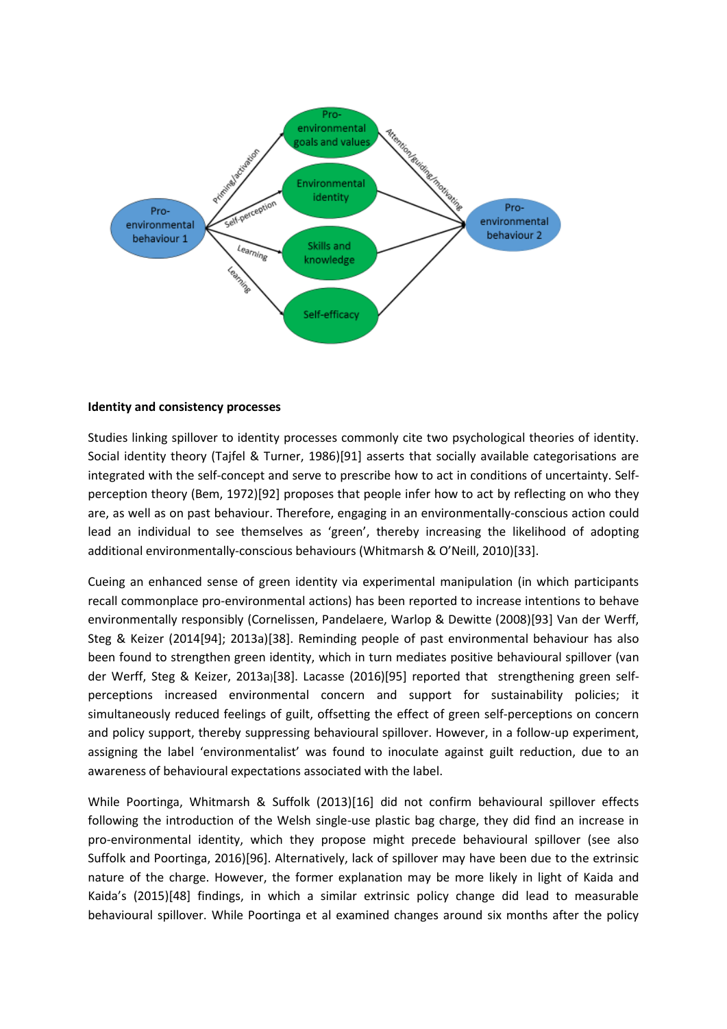**Identity and consistency processes**

Studies linking spillover to identity processes commonly cite two psychological theories of identity. Social identity theory (Tajfel & Turner, 1986)[91] asserts that socially available categorisations are integrated with the self-concept and serve to prescribe how to act in conditions of uncertainty. Self-perception theory (Bem, 1972)[92] proposes that people infer how to act by reflecting on who they are, as well as on past behaviour. Therefore, engaging in an environmentally-conscious action could lead an individual to see themselves as 'green', thereby increasing the likelihood of adopting additional environmentally-conscious behaviours (Whitmarsh & O'Neill, 2010)[33].

Cueing an enhanced sense of green identity via experimental manipulation (in which participants recall commonplace pro-environmental actions) has been reported to increase intentions to behave environmentally responsibly (Cornelissen, Pandelaere, Warlop & Dewitte (2008)[93] Van der Werff, Steg & Keizer (2014[94]; 2013a)[38]. Reminding people of past environmental behaviour has also been found to strengthen green identity, which in turn mediates positive behavioural spillover (van der Werff, Steg & Keizer, 2013a)[38]. Lacasse (2016)[95] reported that strengthening green self-perceptions increased environmental concern and support for sustainability policies; it simultaneously reduced feelings of guilt, offsetting the effect of green self-perceptions on concern and policy support, thereby suppressing behavioural spillover. However, in a follow-up experiment, assigning the label 'environmentalist' was found to inoculate against guilt reduction, due to an awareness of behavioural expectations associated with the label.

While Poortinga, Whitmarsh & Suffolk (2013)[16] did not confirm behavioural spillover effects following the introduction of the Welsh single-use plastic bag charge, they did find an increase in pro-environmental identity, which they propose might precede behavioural spillover (see also Suffolk and Poortinga, 2016)[96]. Alternatively, lack of spillover may have been due to the extrinsic nature of the charge. However, the former explanation may be more likely in light of Kaida and Kaida's (2015)[48] findings, in which a similar extrinsic policy change did lead to measurable behavioural spillover. While Poortinga et al examined changes around six months after the policy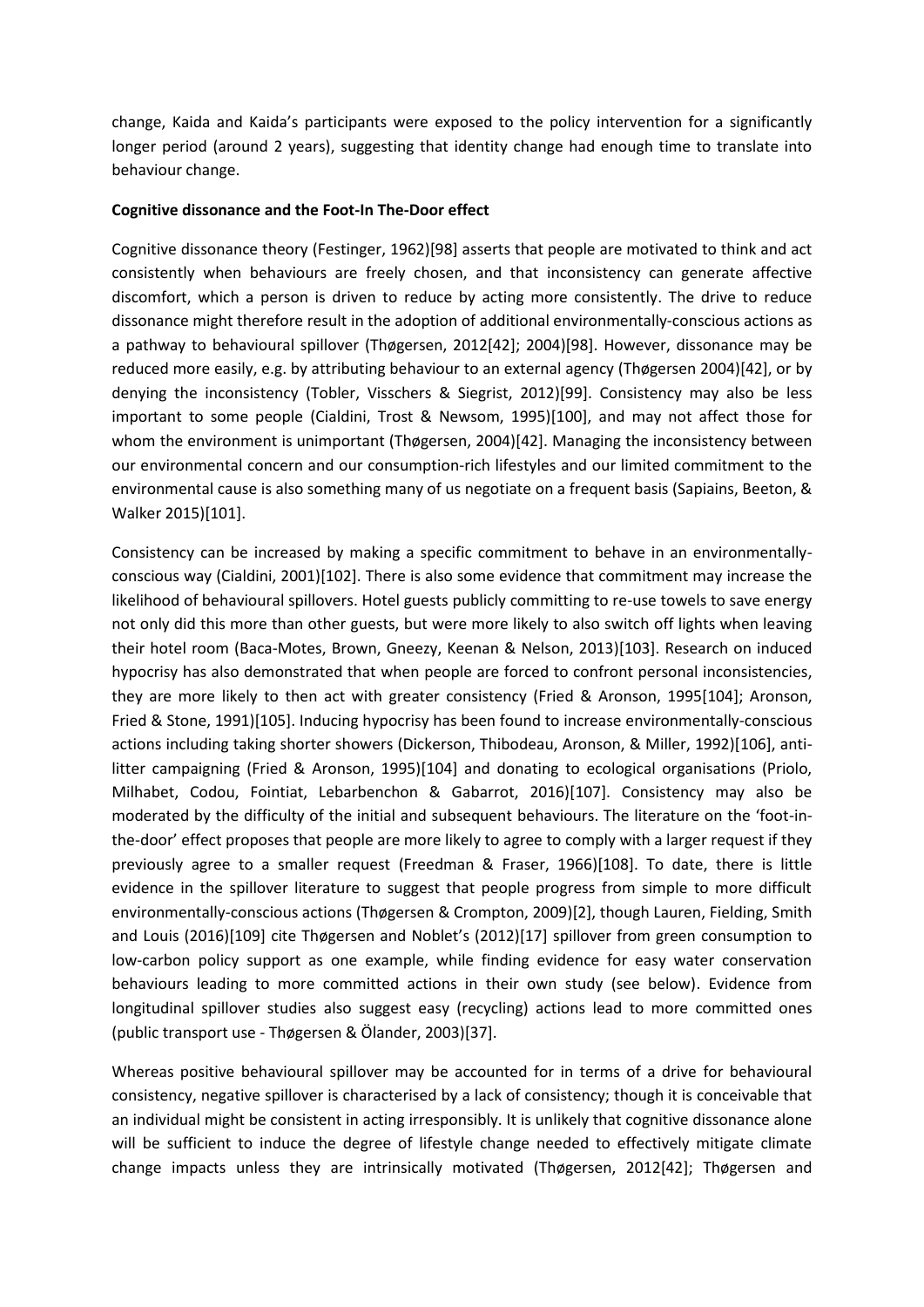change, Kaida and Kaida's participants were exposed to the policy intervention for a significantly longer period (around 2 years), suggesting that identity change had enough time to translate into behaviour change.

**Cognitive dissonance and the Foot-In The-Door effect**

Cognitive dissonance theory (Festinger, 1962)[98] asserts that people are motivated to think and act consistently when behaviours are freely chosen, and that inconsistency can generate affective discomfort, which a person is driven to reduce by acting more consistently. The drive to reduce dissonance might therefore result in the adoption of additional environmentally-conscious actions as a pathway to behavioural spillover (Thøgersen, 2012[42]; 2004)[98]. However, dissonance may be reduced more easily, e.g. by attributing behaviour to an external agency (Thøgersen 2004)[42], or by denying the inconsistency (Tobler, Visschers & Siegrist, 2012)[99]. Consistency may also be less important to some people (Cialdini, Trost & Newsom, 1995)[100], and may not affect those for whom the environment is unimportant (Thøgersen, 2004)[42]. Managing the inconsistency between our environmental concern and our consumption-rich lifestyles and our limited commitment to the environmental cause is also something many of us negotiate on a frequent basis (Sapiains, Beeton, & Walker 2015)[101].

Consistency can be increased by making a specific commitment to behave in an environmentally-conscious way (Cialdini, 2001)[102]. There is also some evidence that commitment may increase the likelihood of behavioural spillovers. Hotel guests publicly committing to re-use towels to save energy not only did this more than other guests, but were more likely to also switch off lights when leaving their hotel room (Baca-Motes, Brown, Gneezy, Keenan & Nelson, 2013)[103]. Research on induced hypocrisy has also demonstrated that when people are forced to confront personal inconsistencies, they are more likely to then act with greater consistency (Fried & Aronson, 1995[104]; Aronson, Fried & Stone, 1991)[105]. Inducing hypocrisy has been found to increase environmentally-conscious actions including taking shorter showers (Dickerson, Thibodeau, Aronson, & Miller, 1992)[106], anti-litter campaigning (Fried & Aronson, 1995)[104] and donating to ecological organisations (Priolo, Milhabet, Codou, Fointiat, Lebarbenchon & Gabarrot, 2016)[107]. Consistency may also be moderated by the difficulty of the initial and subsequent behaviours. The literature on the 'foot-in-the-door' effect proposes that people are more likely to agree to comply with a larger request if they previously agree to a smaller request (Freedman & Fraser, 1966)[108]. To date, there is little evidence in the spillover literature to suggest that people progress from simple to more difficult environmentally-conscious actions (Thøgersen & Crompton, 2009)[2], though Lauren, Fielding, Smith and Louis (2016)[109] cite Thøgersen and Noblet's (2012)[17] spillover from green consumption to low-carbon policy support as one example, while finding evidence for easy water conservation behaviours leading to more committed actions in their own study (see below). Evidence from longitudinal spillover studies also suggest easy (recycling) actions lead to more committed ones (public transport use - Thøgersen & Ölander, 2003)[37].

Whereas positive behavioural spillover may be accounted for in terms of a drive for behavioural consistency, negative spillover is characterised by a lack of consistency; though it is conceivable that an individual might be consistent in acting irresponsibly. It is unlikely that cognitive dissonance alone will be sufficient to induce the degree of lifestyle change needed to effectively mitigate climate change impacts unless they are intrinsically motivated (Thøgersen, 2012[42]; Thøgersen and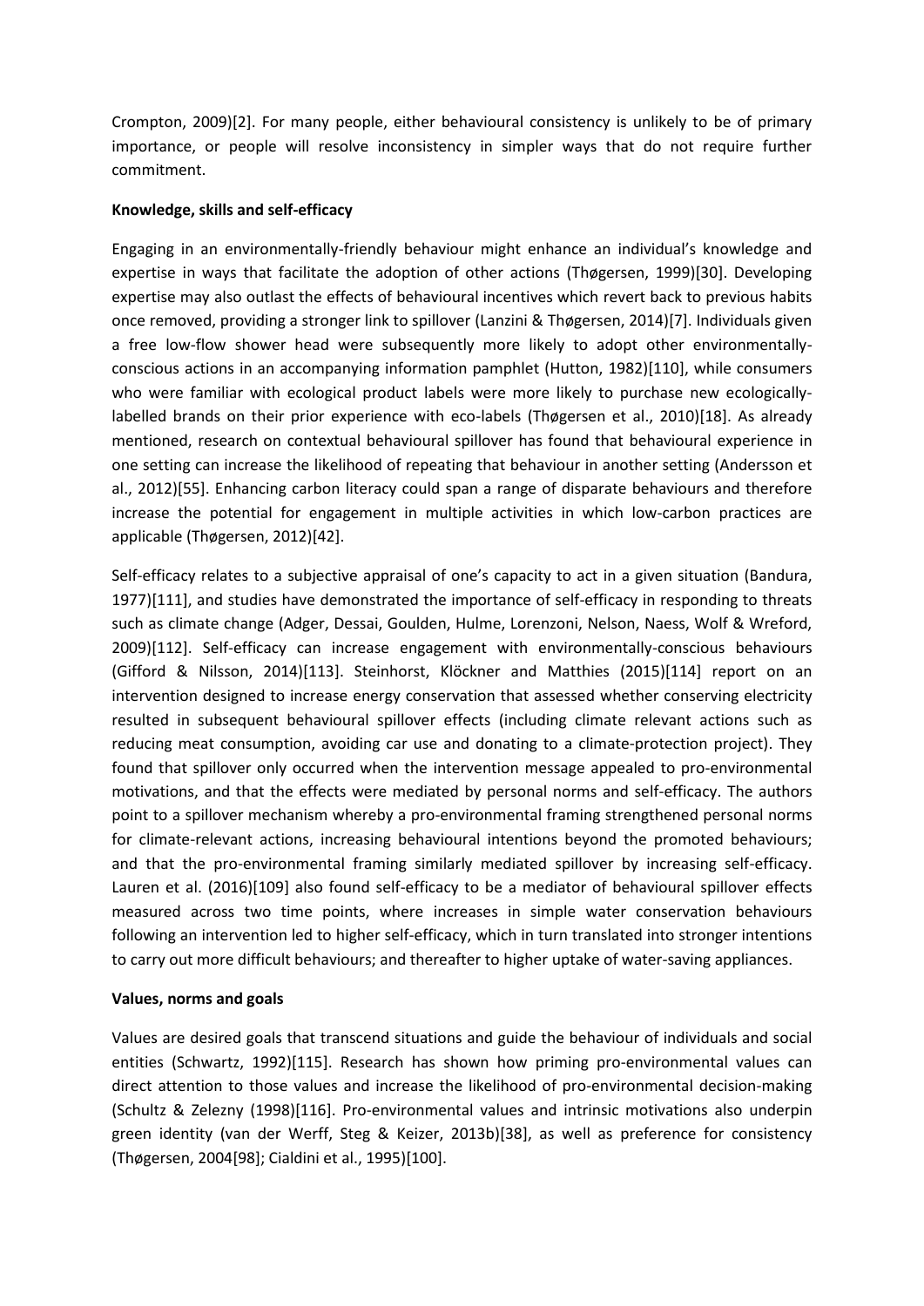Crompton, 2009)[2]. For many people, either behavioural consistency is unlikely to be of primary importance, or people will resolve inconsistency in simpler ways that do not require further commitment.

**Knowledge, skills and self-efficacy**

Engaging in an environmentally-friendly behaviour might enhance an individual's knowledge and expertise in ways that facilitate the adoption of other actions (Thøgersen, 1999)[30]. Developing expertise may also outlast the effects of behavioural incentives which revert back to previous habits once removed, providing a stronger link to spillover (Lanzini & Thøgersen, 2014)[7]. Individuals given a free low-flow shower head were subsequently more likely to adopt other environmentally-conscious actions in an accompanying information pamphlet (Hutton, 1982)[110], while consumers who were familiar with ecological product labels were more likely to purchase new ecologically-labelled brands on their prior experience with eco-labels (Thøgersen et al., 2010)[18]. As already mentioned, research on contextual behavioural spillover has found that behavioural experience in one setting can increase the likelihood of repeating that behaviour in another setting (Andersson et al., 2012)[55]. Enhancing carbon literacy could span a range of disparate behaviours and therefore increase the potential for engagement in multiple activities in which low-carbon practices are applicable (Thøgersen, 2012)[42].

Self-efficacy relates to a subjective appraisal of one's capacity to act in a given situation (Bandura, 1977)[111], and studies have demonstrated the importance of self-efficacy in responding to threats such as climate change (Adger, Dessai, Goulden, Hulme, Lorenzoni, Nelson, Naess, Wolf & Wreford, 2009)[112]. Self-efficacy can increase engagement with environmentally-conscious behaviours (Gifford & Nilsson, 2014)[113]. Steinhorst, Klöckner and Matthies (2015)[114] report on an intervention designed to increase energy conservation that assessed whether conserving electricity resulted in subsequent behavioural spillover effects (including climate relevant actions such as reducing meat consumption, avoiding car use and donating to a climate-protection project). They found that spillover only occurred when the intervention message appealed to pro-environmental motivations, and that the effects were mediated by personal norms and self-efficacy. The authors point to a spillover mechanism whereby a pro-environmental framing strengthened personal norms for climate-relevant actions, increasing behavioural intentions beyond the promoted behaviours; and that the pro-environmental framing similarly mediated spillover by increasing self-efficacy. Lauren et al. (2016)[109] also found self-efficacy to be a mediator of behavioural spillover effects measured across two time points, where increases in simple water conservation behaviours following an intervention led to higher self-efficacy, which in turn translated into stronger intentions to carry out more difficult behaviours; and thereafter to higher uptake of water-saving appliances.

**Values, norms and goals**

Values are desired goals that transcend situations and guide the behaviour of individuals and social entities (Schwartz, 1992)[115]. Research has shown how priming pro-environmental values can direct attention to those values and increase the likelihood of pro-environmental decision-making (Schultz & Zelezny (1998)[116]. Pro-environmental values and intrinsic motivations also underpin green identity (van der Werff, Steg & Keizer, 2013b)[38], as well as preference for consistency (Thøgersen, 2004[98]; Cialdini et al., 1995)[100].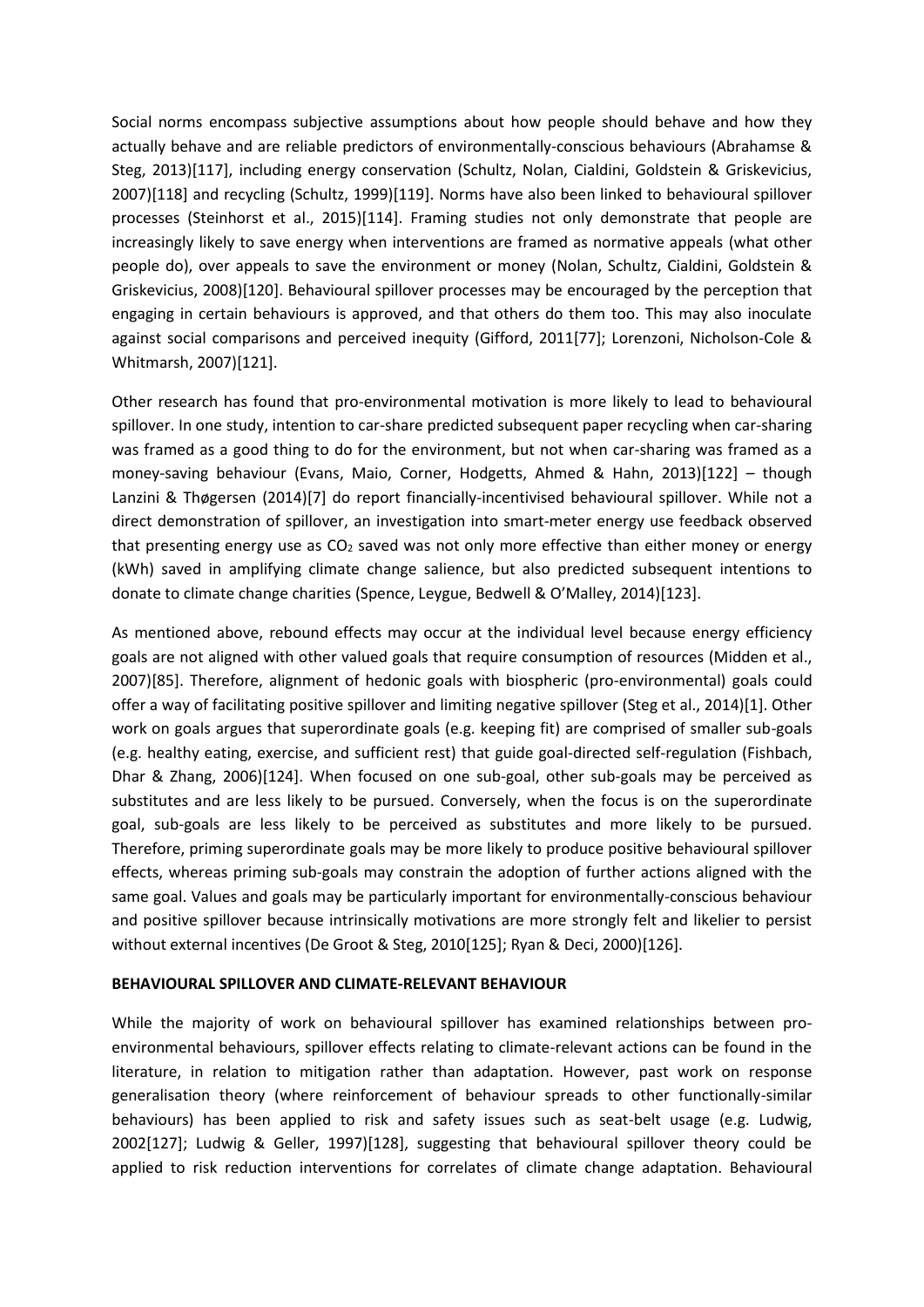Social norms encompass subjective assumptions about how people should behave and how they actually behave and are reliable predictors of environmentally-conscious behaviours (Abrahamse & Steg, 2013)[117], including energy conservation (Schultz, Nolan, Cialdini, Goldstein & Griskevicius, 2007)[118] and recycling (Schultz, 1999)[119]. Norms have also been linked to behavioural spillover processes (Steinhorst et al., 2015)[114]. Framing studies not only demonstrate that people are increasingly likely to save energy when interventions are framed as normative appeals (what other people do), over appeals to save the environment or money (Nolan, Schultz, Cialdini, Goldstein & Griskevicius, 2008)[120]. Behavioural spillover processes may be encouraged by the perception that engaging in certain behaviours is approved, and that others do them too. This may also inoculate against social comparisons and perceived inequity (Gifford, 2011[77]; Lorenzoni, Nicholson-Cole & Whitmarsh, 2007)[121].

Other research has found that pro-environmental motivation is more likely to lead to behavioural spillover. In one study, intention to car-share predicted subsequent paper recycling when car-sharing was framed as a good thing to do for the environment, but not when car-sharing was framed as a money-saving behaviour (Evans, Maio, Corner, Hodgetts, Ahmed & Hahn, 2013)[122] – though Lanzini & Thøgersen (2014)[7] do report financially-incentivised behavioural spillover. While not a direct demonstration of spillover, an investigation into smart-meter energy use feedback observed that presenting energy use as $CO_2$ saved was not only more effective than either money or energy (kWh) saved in amplifying climate change salience, but also predicted subsequent intentions to donate to climate change charities (Spence, Leygue, Bedwell & O'Malley, 2014)[123].

As mentioned above, rebound effects may occur at the individual level because energy efficiency goals are not aligned with other valued goals that require consumption of resources (Midden et al., 2007)[85]. Therefore, alignment of hedonic goals with biospheric (pro-environmental) goals could offer a way of facilitating positive spillover and limiting negative spillover (Steg et al., 2014)[1]. Other work on goals argues that superordinate goals (e.g. keeping fit) are comprised of smaller sub-goals (e.g. healthy eating, exercise, and sufficient rest) that guide goal-directed self-regulation (Fishbach, Dhar & Zhang, 2006)[124]. When focused on one sub-goal, other sub-goals may be perceived as substitutes and are less likely to be pursued. Conversely, when the focus is on the superordinate goal, sub-goals are less likely to be perceived as substitutes and more likely to be pursued. Therefore, priming superordinate goals may be more likely to produce positive behavioural spillover effects, whereas priming sub-goals may constrain the adoption of further actions aligned with the same goal. Values and goals may be particularly important for environmentally-conscious behaviour and positive spillover because intrinsically motivations are more strongly felt and likelier to persist without external incentives (De Groot & Steg, 2010[125]; Ryan & Deci, 2000)[126].

**BEHAVIOURAL SPILLOVER AND CLIMATE-RELEVANT BEHAVIOUR**

While the majority of work on behavioural spillover has examined relationships between pro-environmental behaviours, spillover effects relating to climate-relevant actions can be found in the literature, in relation to mitigation rather than adaptation. However, past work on response generalisation theory (where reinforcement of behaviour spreads to other functionally-similar behaviours) has been applied to risk and safety issues such as seat-belt usage (e.g. Ludwig, 2002[127]; Ludwig & Geller, 1997)[128], suggesting that behavioural spillover theory could be applied to risk reduction interventions for correlates of climate change adaptation. Behavioural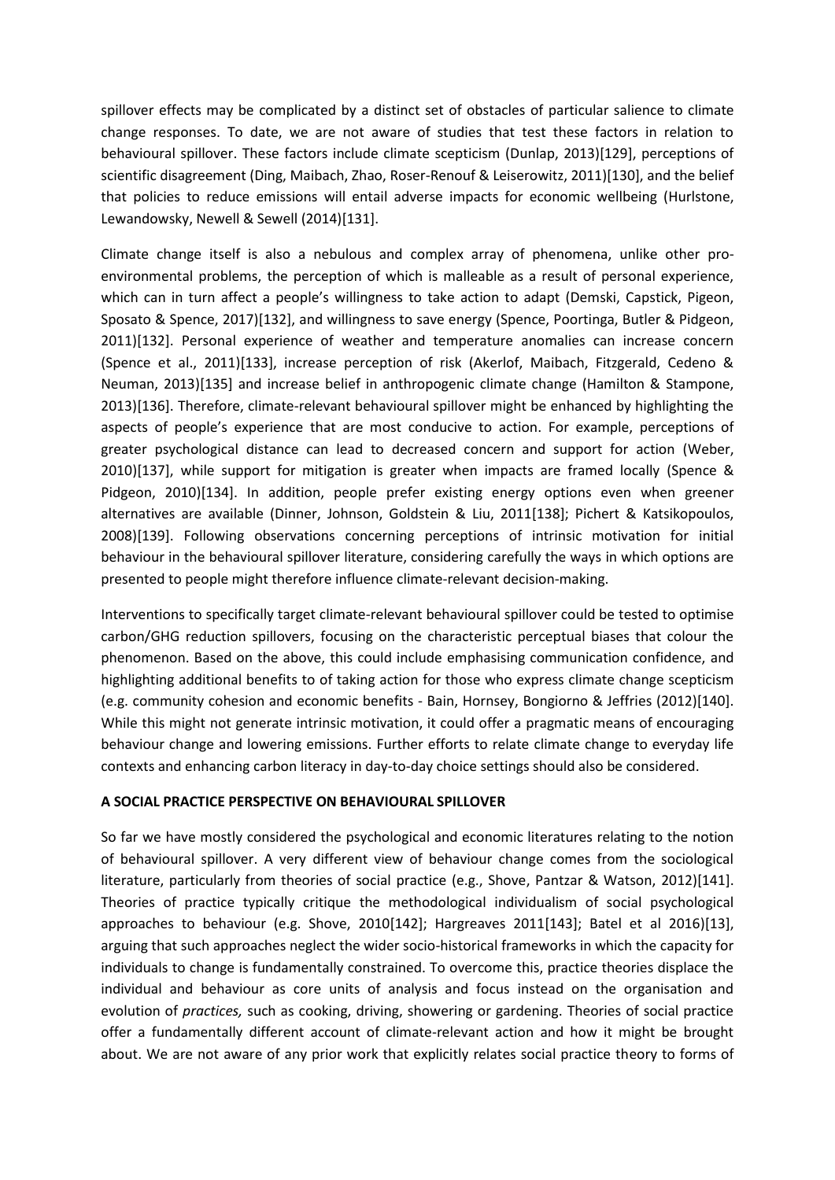spillover effects may be complicated by a distinct set of obstacles of particular salience to climate change responses. To date, we are not aware of studies that test these factors in relation to behavioural spillover. These factors include climate scepticism (Dunlap, 2013)[129], perceptions of scientific disagreement (Ding, Maibach, Zhao, Roser-Renouf & Leiserowitz, 2011)[130], and the belief that policies to reduce emissions will entail adverse impacts for economic wellbeing (Hurlstone, Lewandowsky, Newell & Sewell (2014)[131].

Climate change itself is also a nebulous and complex array of phenomena, unlike other pro-environmental problems, the perception of which is malleable as a result of personal experience, which can in turn affect a people's willingness to take action to adapt (Demski, Capstick, Pigeon, Sposato & Spence, 2017)[132], and willingness to save energy (Spence, Poortinga, Butler & Pidgeon, 2011)[132]. Personal experience of weather and temperature anomalies can increase concern (Spence et al., 2011)[133], increase perception of risk (Akerlof, Maibach, Fitzgerald, Cedeno & Neuman, 2013)[135] and increase belief in anthropogenic climate change (Hamilton & Stampone, 2013)[136]. Therefore, climate-relevant behavioural spillover might be enhanced by highlighting the aspects of people's experience that are most conducive to action. For example, perceptions of greater psychological distance can lead to decreased concern and support for action (Weber, 2010)[137], while support for mitigation is greater when impacts are framed locally (Spence & Pidgeon, 2010)[134]. In addition, people prefer existing energy options even when greener alternatives are available (Dinner, Johnson, Goldstein & Liu, 2011[138]; Pichert & Katsikopoulos, 2008)[139]. Following observations concerning perceptions of intrinsic motivation for initial behaviour in the behavioural spillover literature, considering carefully the ways in which options are presented to people might therefore influence climate-relevant decision-making.

Interventions to specifically target climate-relevant behavioural spillover could be tested to optimise carbon/GHG reduction spillovers, focusing on the characteristic perceptual biases that colour the phenomenon. Based on the above, this could include emphasising communication confidence, and highlighting additional benefits to of taking action for those who express climate change scepticism (e.g. community cohesion and economic benefits - Bain, Hornsey, Bongiorno & Jeffries (2012)[140]. While this might not generate intrinsic motivation, it could offer a pragmatic means of encouraging behaviour change and lowering emissions. Further efforts to relate climate change to everyday life contexts and enhancing carbon literacy in day-to-day choice settings should also be considered.

## A SOCIAL PRACTICE PERSPECTIVE ON BEHAVIOURAL SPILLOVER

So far we have mostly considered the psychological and economic literatures relating to the notion of behavioural spillover. A very different view of behaviour change comes from the sociological literature, particularly from theories of social practice (e.g., Shove, Pantzar & Watson, 2012)[141]. Theories of practice typically critique the methodological individualism of social psychological approaches to behaviour (e.g. Shove, 2010[142]; Hargreaves 2011[143]; Batel et al 2016)[13], arguing that such approaches neglect the wider socio-historical frameworks in which the capacity for individuals to change is fundamentally constrained. To overcome this, practice theories displace the individual and behaviour as core units of analysis and focus instead on the organisation and evolution of *practices,* such as cooking, driving, showering or gardening. Theories of social practice offer a fundamentally different account of climate-relevant action and how it might be brought about. We are not aware of any prior work that explicitly relates social practice theory to forms of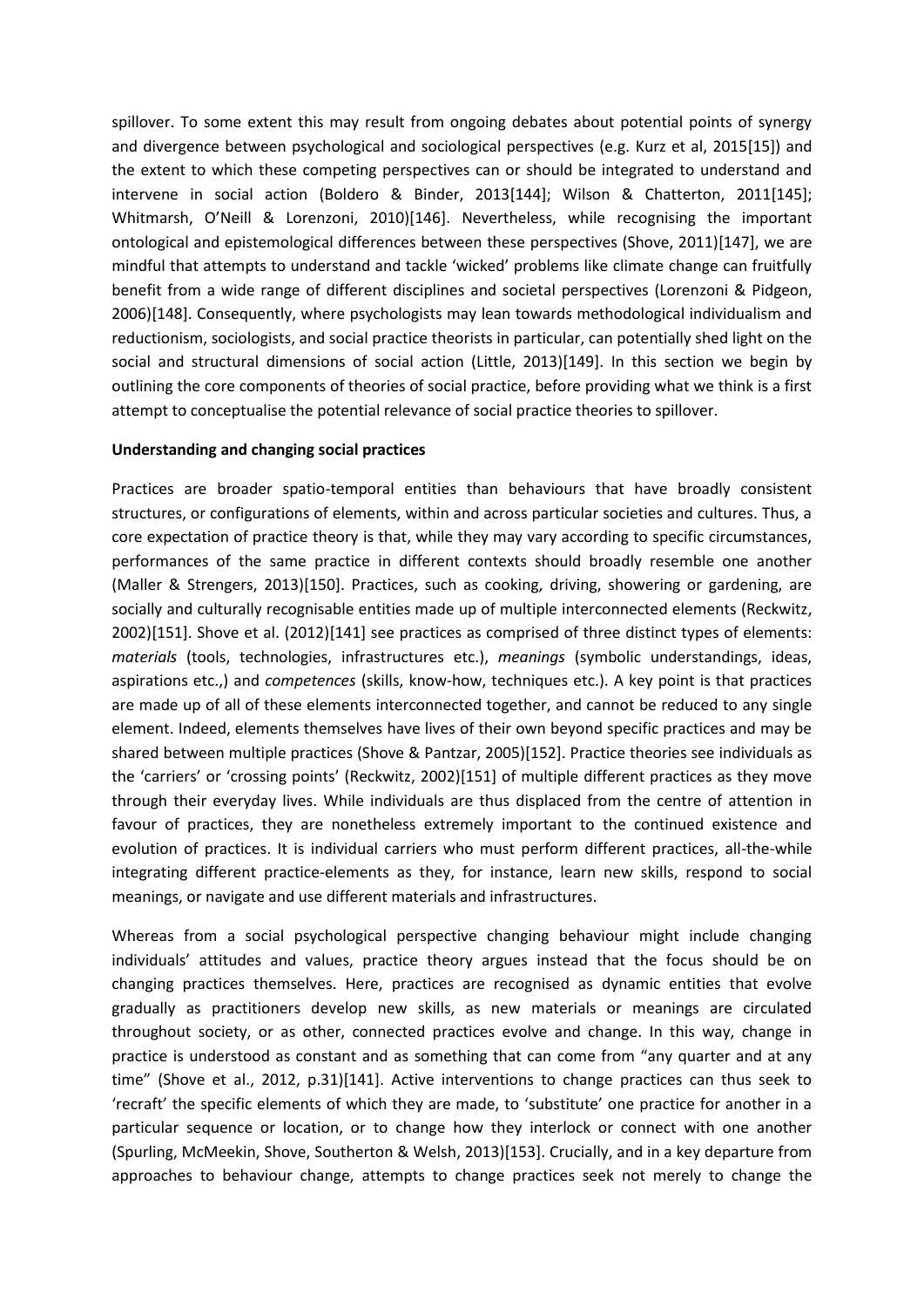spillover. To some extent this may result from ongoing debates about potential points of synergy and divergence between psychological and sociological perspectives (e.g. Kurz et al, 2015[15]) and the extent to which these competing perspectives can or should be integrated to understand and intervene in social action (Boldero & Binder, 2013[144]; Wilson & Chatterton, 2011[145]; Whitmarsh, O'Neill & Lorenzoni, 2010)[146]. Nevertheless, while recognising the important ontological and epistemological differences between these perspectives (Shove, 2011)[147], we are mindful that attempts to understand and tackle 'wicked' problems like climate change can fruitfully benefit from a wide range of different disciplines and societal perspectives (Lorenzoni & Pidgeon, 2006)[148]. Consequently, where psychologists may lean towards methodological individualism and reductionism, sociologists, and social practice theorists in particular, can potentially shed light on the social and structural dimensions of social action (Little, 2013)[149]. In this section we begin by outlining the core components of theories of social practice, before providing what we think is a first attempt to conceptualise the potential relevance of social practice theories to spillover.

**Understanding and changing social practices**

Practices are broader spatio-temporal entities than behaviours that have broadly consistent structures, or configurations of elements, within and across particular societies and cultures. Thus, a core expectation of practice theory is that, while they may vary according to specific circumstances, performances of the same practice in different contexts should broadly resemble one another (Maller & Strengers, 2013)[150]. Practices, such as cooking, driving, showering or gardening, are socially and culturally recognisable entities made up of multiple interconnected elements (Reckwitz, 2002)[151]. Shove et al. (2012)[141] see practices as comprised of three distinct types of elements: *materials* (tools, technologies, infrastructures etc.), *meanings* (symbolic understandings, ideas, aspirations etc.,) and *competences* (skills, know-how, techniques etc.). A key point is that practices are made up of all of these elements interconnected together, and cannot be reduced to any single element. Indeed, elements themselves have lives of their own beyond specific practices and may be shared between multiple practices (Shove & Pantzar, 2005)[152]. Practice theories see individuals as the 'carriers' or 'crossing points' (Reckwitz, 2002)[151] of multiple different practices as they move through their everyday lives. While individuals are thus displaced from the centre of attention in favour of practices, they are nonetheless extremely important to the continued existence and evolution of practices. It is individual carriers who must perform different practices, all-the-while integrating different practice-elements as they, for instance, learn new skills, respond to social meanings, or navigate and use different materials and infrastructures.

Whereas from a social psychological perspective changing behaviour might include changing individuals' attitudes and values, practice theory argues instead that the focus should be on changing practices themselves. Here, practices are recognised as dynamic entities that evolve gradually as practitioners develop new skills, as new materials or meanings are circulated throughout society, or as other, connected practices evolve and change. In this way, change in practice is understood as constant and as something that can come from "any quarter and at any time" (Shove et al., 2012, p.31)[141]. Active interventions to change practices can thus seek to 'recraft' the specific elements of which they are made, to 'substitute' one practice for another in a particular sequence or location, or to change how they interlock or connect with one another (Spurling, McMeekin, Shove, Southerton & Welsh, 2013)[153]. Crucially, and in a key departure from approaches to behaviour change, attempts to change practices seek not merely to change the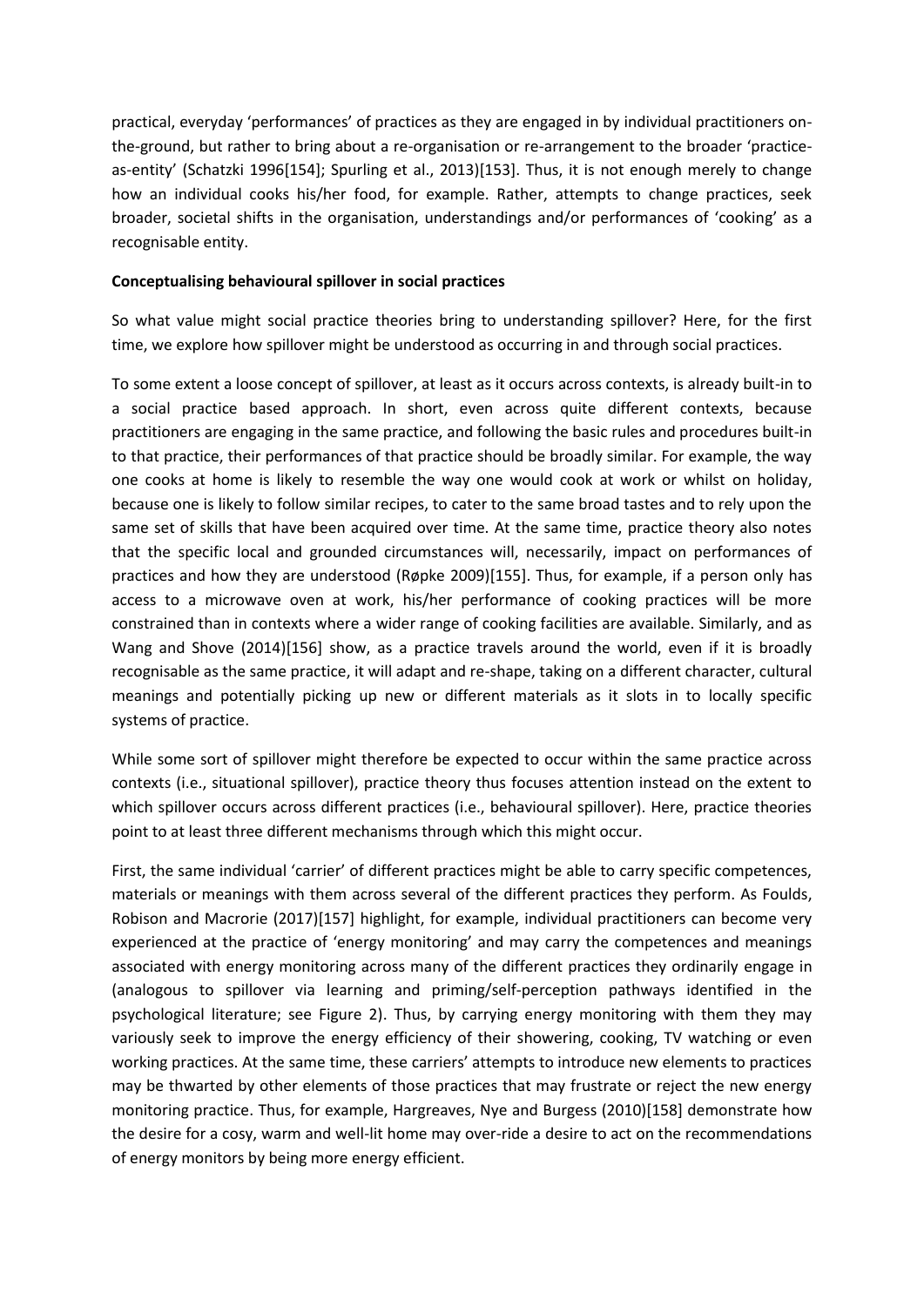practical, everyday 'performances' of practices as they are engaged in by individual practitioners on-the-ground, but rather to bring about a re-organisation or re-arrangement to the broader 'practice-as-entity' (Schatzki 1996[154]; Spurling et al., 2013)[153]. Thus, it is not enough merely to change how an individual cooks his/her food, for example. Rather, attempts to change practices, seek broader, societal shifts in the organisation, understandings and/or performances of 'cooking' as a recognisable entity.

**Conceptualising behavioural spillover in social practices**

So what value might social practice theories bring to understanding spillover? Here, for the first time, we explore how spillover might be understood as occurring in and through social practices.

To some extent a loose concept of spillover, at least as it occurs across contexts, is already built-in to a social practice based approach. In short, even across quite different contexts, because practitioners are engaging in the same practice, and following the basic rules and procedures built-in to that practice, their performances of that practice should be broadly similar. For example, the way one cooks at home is likely to resemble the way one would cook at work or whilst on holiday, because one is likely to follow similar recipes, to cater to the same broad tastes and to rely upon the same set of skills that have been acquired over time. At the same time, practice theory also notes that the specific local and grounded circumstances will, necessarily, impact on performances of practices and how they are understood (Røpke 2009)[155]. Thus, for example, if a person only has access to a microwave oven at work, his/her performance of cooking practices will be more constrained than in contexts where a wider range of cooking facilities are available. Similarly, and as Wang and Shove (2014)[156] show, as a practice travels around the world, even if it is broadly recognisable as the same practice, it will adapt and re-shape, taking on a different character, cultural meanings and potentially picking up new or different materials as it slots in to locally specific systems of practice.

While some sort of spillover might therefore be expected to occur within the same practice across contexts (i.e., situational spillover), practice theory thus focuses attention instead on the extent to which spillover occurs across different practices (i.e., behavioural spillover). Here, practice theories point to at least three different mechanisms through which this might occur.

First, the same individual 'carrier' of different practices might be able to carry specific competences, materials or meanings with them across several of the different practices they perform. As Foulds, Robison and Macrorie (2017)[157] highlight, for example, individual practitioners can become very experienced at the practice of 'energy monitoring' and may carry the competences and meanings associated with energy monitoring across many of the different practices they ordinarily engage in (analogous to spillover via learning and priming/self-perception pathways identified in the psychological literature; see Figure 2). Thus, by carrying energy monitoring with them they may variously seek to improve the energy efficiency of their showering, cooking, TV watching or even working practices. At the same time, these carriers' attempts to introduce new elements to practices may be thwarted by other elements of those practices that may frustrate or reject the new energy monitoring practice. Thus, for example, Hargreaves, Nye and Burgess (2010)[158] demonstrate how the desire for a cosy, warm and well-lit home may over-ride a desire to act on the recommendations of energy monitors by being more energy efficient.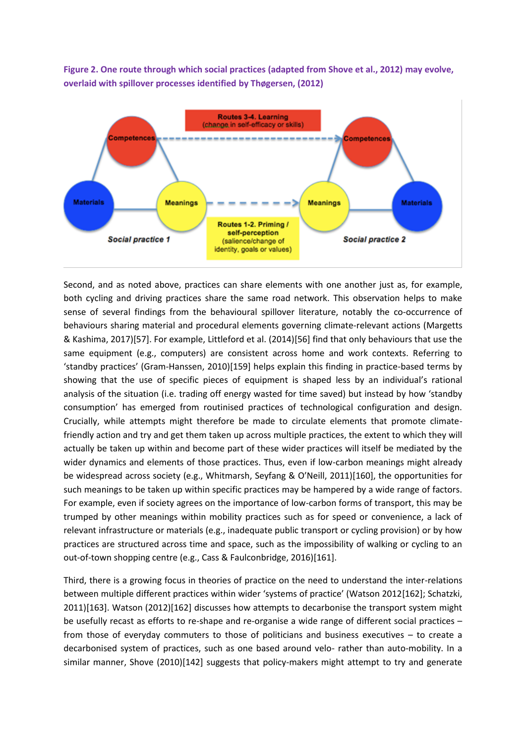**Figure 2. One route through which social practices (adapted from Shove et al., 2012) may evolve, overlaid with spillover processes identified by Thøgersen, (2012)**

Second, and as noted above, practices can share elements with one another just as, for example, both cycling and driving practices share the same road network. This observation helps to make sense of several findings from the behavioural spillover literature, notably the co-occurrence of behaviours sharing material and procedural elements governing climate-relevant actions (Margetts & Kashima, 2017)[57]. For example, Littleford et al. (2014)[56] find that only behaviours that use the same equipment (e.g., computers) are consistent across home and work contexts. Referring to 'standby practices' (Gram-Hanssen, 2010)[159] helps explain this finding in practice-based terms by showing that the use of specific pieces of equipment is shaped less by an individual's rational analysis of the situation (i.e. trading off energy wasted for time saved) but instead by how 'standby consumption' has emerged from routinised practices of technological configuration and design. Crucially, while attempts might therefore be made to circulate elements that promote climate-friendly action and try and get them taken up across multiple practices, the extent to which they will actually be taken up within and become part of these wider practices will itself be mediated by the wider dynamics and elements of those practices. Thus, even if low-carbon meanings might already be widespread across society (e.g., Whitmarsh, Seyfang & O'Neill, 2011)[160], the opportunities for such meanings to be taken up within specific practices may be hampered by a wide range of factors. For example, even if society agrees on the importance of low-carbon forms of transport, this may be trumped by other meanings within mobility practices such as for speed or convenience, a lack of relevant infrastructure or materials (e.g., inadequate public transport or cycling provision) or by how practices are structured across time and space, such as the impossibility of walking or cycling to an out-of-town shopping centre (e.g., Cass & Faulconbridge, 2016)[161].

Third, there is a growing focus in theories of practice on the need to understand the inter-relations between multiple different practices within wider 'systems of practice' (Watson 2012[162]; Schatzki, 2011)[163]. Watson (2012)[162] discusses how attempts to decarbonise the transport system might be usefully recast as efforts to re-shape and re-organise a wide range of different social practices – from those of everyday commuters to those of politicians and business executives – to create a decarbonised system of practices, such as one based around velo- rather than auto-mobility. In a similar manner, Shove (2010)[142] suggests that policy-makers might attempt to try and generate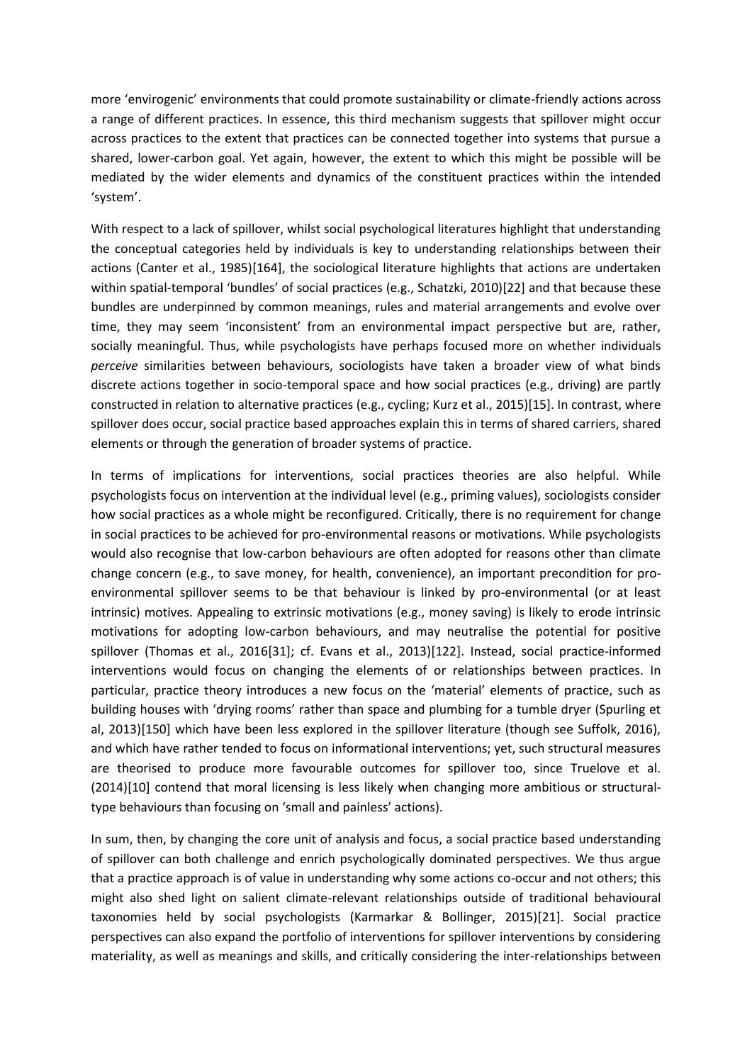more 'envirogenic' environments that could promote sustainability or climate-friendly actions across a range of different practices. In essence, this third mechanism suggests that spillover might occur across practices to the extent that practices can be connected together into systems that pursue a shared, lower-carbon goal. Yet again, however, the extent to which this might be possible will be mediated by the wider elements and dynamics of the constituent practices within the intended 'system'.

With respect to a lack of spillover, whilst social psychological literatures highlight that understanding the conceptual categories held by individuals is key to understanding relationships between their actions (Canter et al., 1985)[164], the sociological literature highlights that actions are undertaken within spatial-temporal 'bundles' of social practices (e.g., Schatzki, 2010)[22] and that because these bundles are underpinned by common meanings, rules and material arrangements and evolve over time, they may seem 'inconsistent' from an environmental impact perspective but are, rather, socially meaningful. Thus, while psychologists have perhaps focused more on whether individuals *perceive* similarities between behaviours, sociologists have taken a broader view of what binds discrete actions together in socio-temporal space and how social practices (e.g., driving) are partly constructed in relation to alternative practices (e.g., cycling; Kurz et al., 2015)[15]. In contrast, where spillover does occur, social practice based approaches explain this in terms of shared carriers, shared elements or through the generation of broader systems of practice.

In terms of implications for interventions, social practices theories are also helpful. While psychologists focus on intervention at the individual level (e.g., priming values), sociologists consider how social practices as a whole might be reconfigured. Critically, there is no requirement for change in social practices to be achieved for pro-environmental reasons or motivations. While psychologists would also recognise that low-carbon behaviours are often adopted for reasons other than climate change concern (e.g., to save money, for health, convenience), an important precondition for pro-environmental spillover seems to be that behaviour is linked by pro-environmental (or at least intrinsic) motives. Appealing to extrinsic motivations (e.g., money saving) is likely to erode intrinsic motivations for adopting low-carbon behaviours, and may neutralise the potential for positive spillover (Thomas et al., 2016[31]; cf. Evans et al., 2013)[122]. Instead, social practice-informed interventions would focus on changing the elements of or relationships between practices. In particular, practice theory introduces a new focus on the 'material' elements of practice, such as building houses with 'drying rooms' rather than space and plumbing for a tumble dryer (Spurling et al, 2013)[150] which have been less explored in the spillover literature (though see Suffolk, 2016), and which have rather tended to focus on informational interventions; yet, such structural measures are theorised to produce more favourable outcomes for spillover too, since Truelove et al. (2014)[10] contend that moral licensing is less likely when changing more ambitious or structural-type behaviours than focusing on 'small and painless' actions).

In sum, then, by changing the core unit of analysis and focus, a social practice based understanding of spillover can both challenge and enrich psychologically dominated perspectives. We thus argue that a practice approach is of value in understanding why some actions co-occur and not others; this might also shed light on salient climate-relevant relationships outside of traditional behavioural taxonomies held by social psychologists (Karmarkar & Bollinger, 2015)[21]. Social practice perspectives can also expand the portfolio of interventions for spillover interventions by considering materiality, as well as meanings and skills, and critically considering the inter-relationships between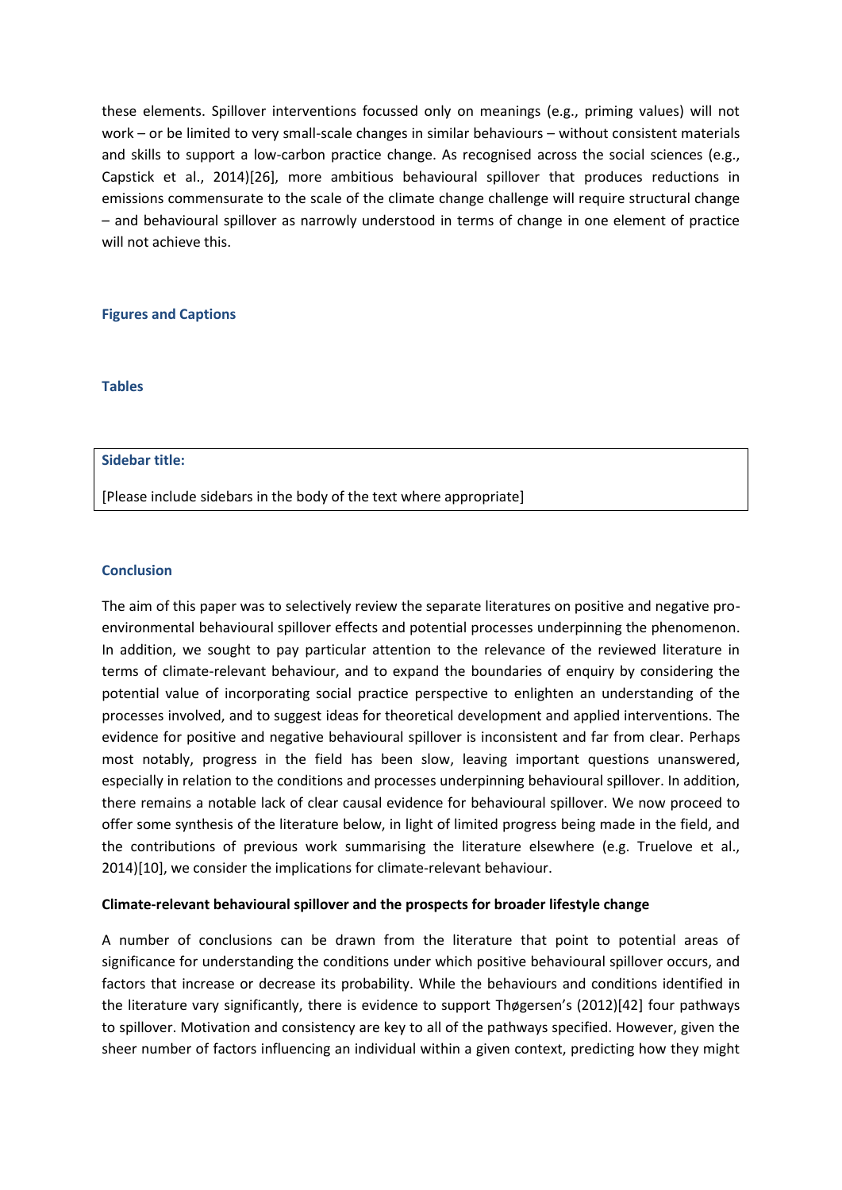these elements. Spillover interventions focussed only on meanings (e.g., priming values) will not work – or be limited to very small-scale changes in similar behaviours – without consistent materials and skills to support a low-carbon practice change. As recognised across the social sciences (e.g., Capstick et al., 2014)[26], more ambitious behavioural spillover that produces reductions in emissions commensurate to the scale of the climate change challenge will require structural change – and behavioural spillover as narrowly understood in terms of change in one element of practice will not achieve this.

## Figures and Captions

## Tables

**Sidebar title:**

[Please include sidebars in the body of the text where appropriate]

## Conclusion

The aim of this paper was to selectively review the separate literatures on positive and negative pro-environmental behavioural spillover effects and potential processes underpinning the phenomenon. In addition, we sought to pay particular attention to the relevance of the reviewed literature in terms of climate-relevant behaviour, and to expand the boundaries of enquiry by considering the potential value of incorporating social practice perspective to enlighten an understanding of the processes involved, and to suggest ideas for theoretical development and applied interventions. The evidence for positive and negative behavioural spillover is inconsistent and far from clear. Perhaps most notably, progress in the field has been slow, leaving important questions unanswered, especially in relation to the conditions and processes underpinning behavioural spillover. In addition, there remains a notable lack of clear causal evidence for behavioural spillover. We now proceed to offer some synthesis of the literature below, in light of limited progress being made in the field, and the contributions of previous work summarising the literature elsewhere (e.g. Truelove et al., 2014)[10], we consider the implications for climate-relevant behaviour.

### Climate-relevant behavioural spillover and the prospects for broader lifestyle change

A number of conclusions can be drawn from the literature that point to potential areas of significance for understanding the conditions under which positive behavioural spillover occurs, and factors that increase or decrease its probability. While the behaviours and conditions identified in the literature vary significantly, there is evidence to support Thøgersen's (2012)[42] four pathways to spillover. Motivation and consistency are key to all of the pathways specified. However, given the sheer number of factors influencing an individual within a given context, predicting how they might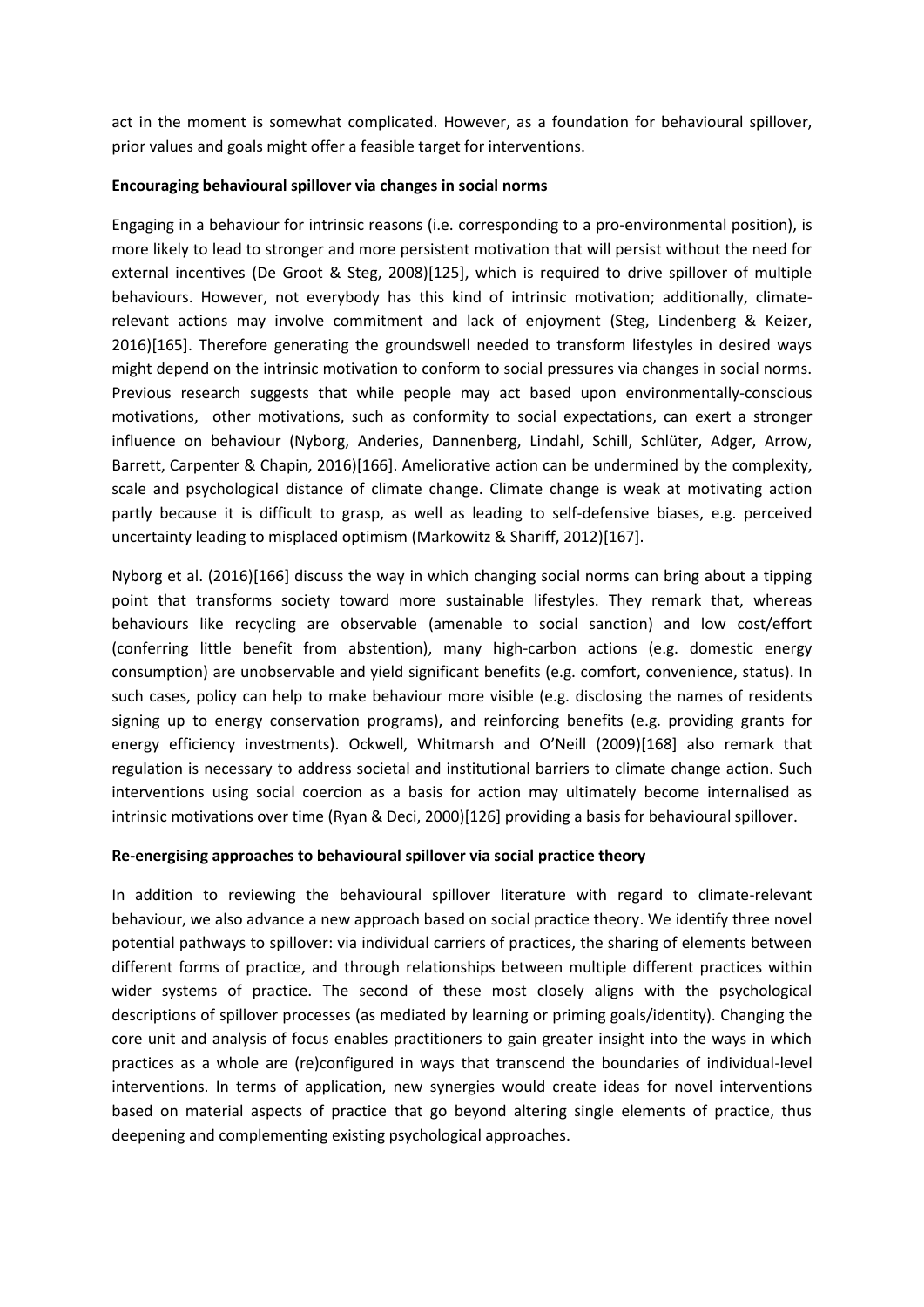act in the moment is somewhat complicated. However, as a foundation for behavioural spillover, prior values and goals might offer a feasible target for interventions.

**Encouraging behavioural spillover via changes in social norms**

Engaging in a behaviour for intrinsic reasons (i.e. corresponding to a pro-environmental position), is more likely to lead to stronger and more persistent motivation that will persist without the need for external incentives (De Groot & Steg, 2008)[125], which is required to drive spillover of multiple behaviours. However, not everybody has this kind of intrinsic motivation; additionally, climate-relevant actions may involve commitment and lack of enjoyment (Steg, Lindenberg & Keizer, 2016)[165]. Therefore generating the groundswell needed to transform lifestyles in desired ways might depend on the intrinsic motivation to conform to social pressures via changes in social norms. Previous research suggests that while people may act based upon environmentally-conscious motivations, other motivations, such as conformity to social expectations, can exert a stronger influence on behaviour (Nyborg, Anderies, Dannenberg, Lindahl, Schill, Schlüter, Adger, Arrow, Barrett, Carpenter & Chapin, 2016)[166]. Ameliorative action can be undermined by the complexity, scale and psychological distance of climate change. Climate change is weak at motivating action partly because it is difficult to grasp, as well as leading to self-defensive biases, e.g. perceived uncertainty leading to misplaced optimism (Markowitz & Shariff, 2012)[167].

Nyborg et al. (2016)[166] discuss the way in which changing social norms can bring about a tipping point that transforms society toward more sustainable lifestyles. They remark that, whereas behaviours like recycling are observable (amenable to social sanction) and low cost/effort (conferring little benefit from abstention), many high-carbon actions (e.g. domestic energy consumption) are unobservable and yield significant benefits (e.g. comfort, convenience, status). In such cases, policy can help to make behaviour more visible (e.g. disclosing the names of residents signing up to energy conservation programs), and reinforcing benefits (e.g. providing grants for energy efficiency investments). Ockwell, Whitmarsh and O'Neill (2009)[168] also remark that regulation is necessary to address societal and institutional barriers to climate change action. Such interventions using social coercion as a basis for action may ultimately become internalised as intrinsic motivations over time (Ryan & Deci, 2000)[126] providing a basis for behavioural spillover.

**Re-energising approaches to behavioural spillover via social practice theory**

In addition to reviewing the behavioural spillover literature with regard to climate-relevant behaviour, we also advance a new approach based on social practice theory. We identify three novel potential pathways to spillover: via individual carriers of practices, the sharing of elements between different forms of practice, and through relationships between multiple different practices within wider systems of practice. The second of these most closely aligns with the psychological descriptions of spillover processes (as mediated by learning or priming goals/identity). Changing the core unit and analysis of focus enables practitioners to gain greater insight into the ways in which practices as a whole are (re)configured in ways that transcend the boundaries of individual-level interventions. In terms of application, new synergies would create ideas for novel interventions based on material aspects of practice that go beyond altering single elements of practice, thus deepening and complementing existing psychological approaches.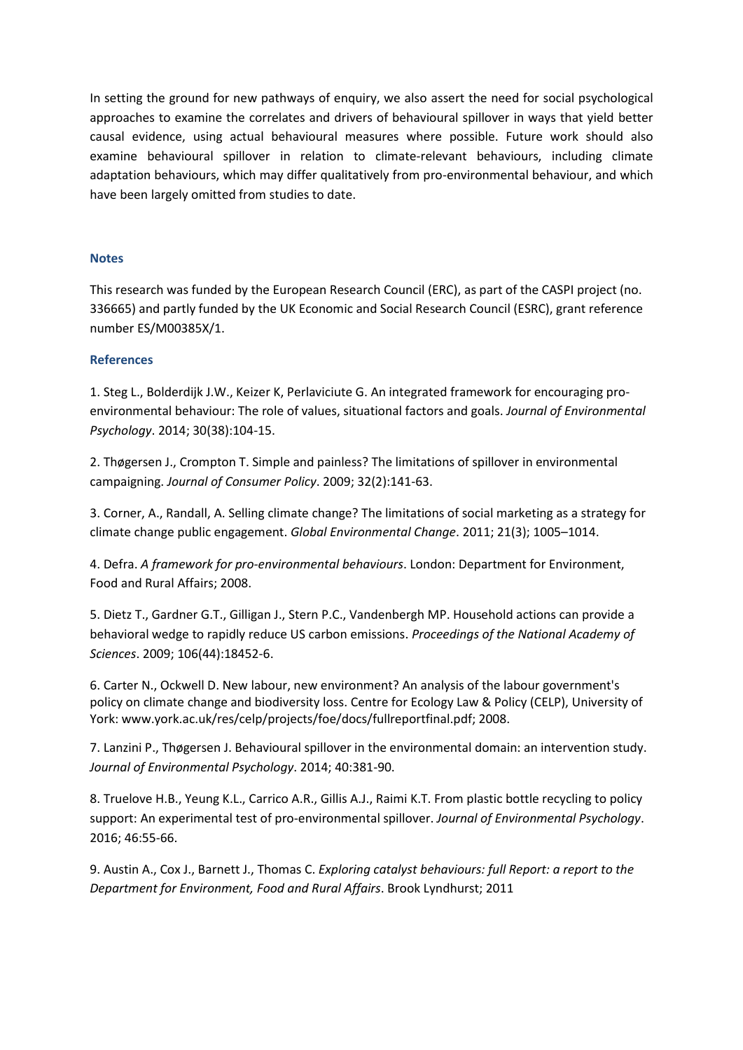In setting the ground for new pathways of enquiry, we also assert the need for social psychological approaches to examine the correlates and drivers of behavioural spillover in ways that yield better causal evidence, using actual behavioural measures where possible. Future work should also examine behavioural spillover in relation to climate-relevant behaviours, including climate adaptation behaviours, which may differ qualitatively from pro-environmental behaviour, and which have been largely omitted from studies to date.

### Notes

This research was funded by the European Research Council (ERC), as part of the CASPI project (no. 336665) and partly funded by the UK Economic and Social Research Council (ESRC), grant reference number ES/M00385X/1.

### References

1. Steg L., Bolderdijk J.W., Keizer K, Perlaviciute G. An integrated framework for encouraging pro-environmental behaviour: The role of values, situational factors and goals. *Journal of Environmental Psychology*. 2014; 30(38):104-15.

2. Thøgersen J., Crompton T. Simple and painless? The limitations of spillover in environmental campaigning. *Journal of Consumer Policy*. 2009; 32(2):141-63.

3. Corner, A., Randall, A. Selling climate change? The limitations of social marketing as a strategy for climate change public engagement. *Global Environmental Change*. 2011; 21(3); 1005–1014.

4. Defra. *A framework for pro-environmental behaviours*. London: Department for Environment, Food and Rural Affairs; 2008.

5. Dietz T., Gardner G.T., Gilligan J., Stern P.C., Vandenbergh MP. Household actions can provide a behavioral wedge to rapidly reduce US carbon emissions. *Proceedings of the National Academy of Sciences*. 2009; 106(44):18452-6.

6. Carter N., Ockwell D. New labour, new environment? An analysis of the labour government's policy on climate change and biodiversity loss. Centre for Ecology Law & Policy (CELP), University of York: www.york.ac.uk/res/celp/projects/foe/docs/fullreportfinal.pdf; 2008.

7. Lanzini P., Thøgersen J. Behavioural spillover in the environmental domain: an intervention study. *Journal of Environmental Psychology*. 2014; 40:381-90.

8. Truelove H.B., Yeung K.L., Carrico A.R., Gillis A.J., Raimi K.T. From plastic bottle recycling to policy support: An experimental test of pro-environmental spillover. *Journal of Environmental Psychology*. 2016; 46:55-66.

9. Austin A., Cox J., Barnett J., Thomas C. *Exploring catalyst behaviours: full Report: a report to the Department for Environment, Food and Rural Affairs*. Brook Lyndhurst; 2011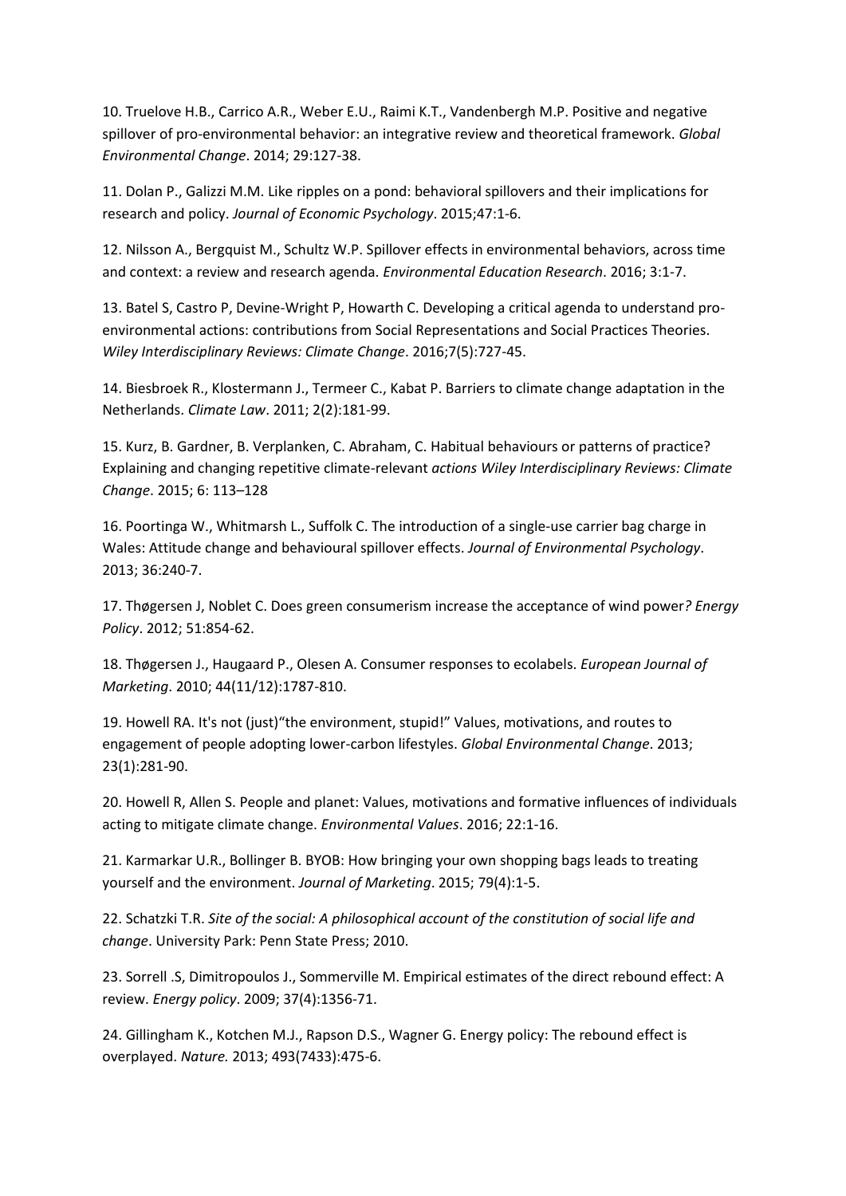10. Truelove H.B., Carrico A.R., Weber E.U., Raimi K.T., Vandenbergh M.P. Positive and negative spillover of pro-environmental behavior: an integrative review and theoretical framework. *Global Environmental Change*. 2014; 29:127-38.

11. Dolan P., Galizzi M.M. Like ripples on a pond: behavioral spillovers and their implications for research and policy. *Journal of Economic Psychology*. 2015;47:1-6.

12. Nilsson A., Bergquist M., Schultz W.P. Spillover effects in environmental behaviors, across time and context: a review and research agenda. *Environmental Education Research*. 2016; 3:1-7.

13. Batel S, Castro P, Devine-Wright P, Howarth C. Developing a critical agenda to understand pro-environmental actions: contributions from Social Representations and Social Practices Theories. *Wiley Interdisciplinary Reviews: Climate Change*. 2016;7(5):727-45.

14. Biesbroek R., Klostermann J., Termeer C., Kabat P. Barriers to climate change adaptation in the Netherlands. *Climate Law*. 2011; 2(2):181-99.

15. Kurz, B. Gardner, B. Verplanken, C. Abraham, C. Habitual behaviours or patterns of practice? Explaining and changing repetitive climate-relevant *actions Wiley Interdisciplinary Reviews: Climate Change*. 2015; 6: 113–128

16. Poortinga W., Whitmarsh L., Suffolk C. The introduction of a single-use carrier bag charge in Wales: Attitude change and behavioural spillover effects. *Journal of Environmental Psychology*. 2013; 36:240-7.

17. Thøgersen J, Noblet C. Does green consumerism increase the acceptance of wind power*? Energy Policy*. 2012; 51:854-62.

18. Thøgersen J., Haugaard P., Olesen A. Consumer responses to ecolabels. *European Journal of Marketing*. 2010; 44(11/12):1787-810.

19. Howell RA. It's not (just)"the environment, stupid!" Values, motivations, and routes to engagement of people adopting lower-carbon lifestyles. *Global Environmental Change*. 2013; 23(1):281-90.

20. Howell R, Allen S. People and planet: Values, motivations and formative influences of individuals acting to mitigate climate change. *Environmental Values*. 2016; 22:1-16.

21. Karmarkar U.R., Bollinger B. BYOB: How bringing your own shopping bags leads to treating yourself and the environment. *Journal of Marketing*. 2015; 79(4):1-5.

22. Schatzki T.R. *Site of the social: A philosophical account of the constitution of social life and change*. University Park: Penn State Press; 2010.

23. Sorrell .S, Dimitropoulos J., Sommerville M. Empirical estimates of the direct rebound effect: A review. *Energy policy*. 2009; 37(4):1356-71.

24. Gillingham K., Kotchen M.J., Rapson D.S., Wagner G. Energy policy: The rebound effect is overplayed. *Nature.* 2013; 493(7433):475-6.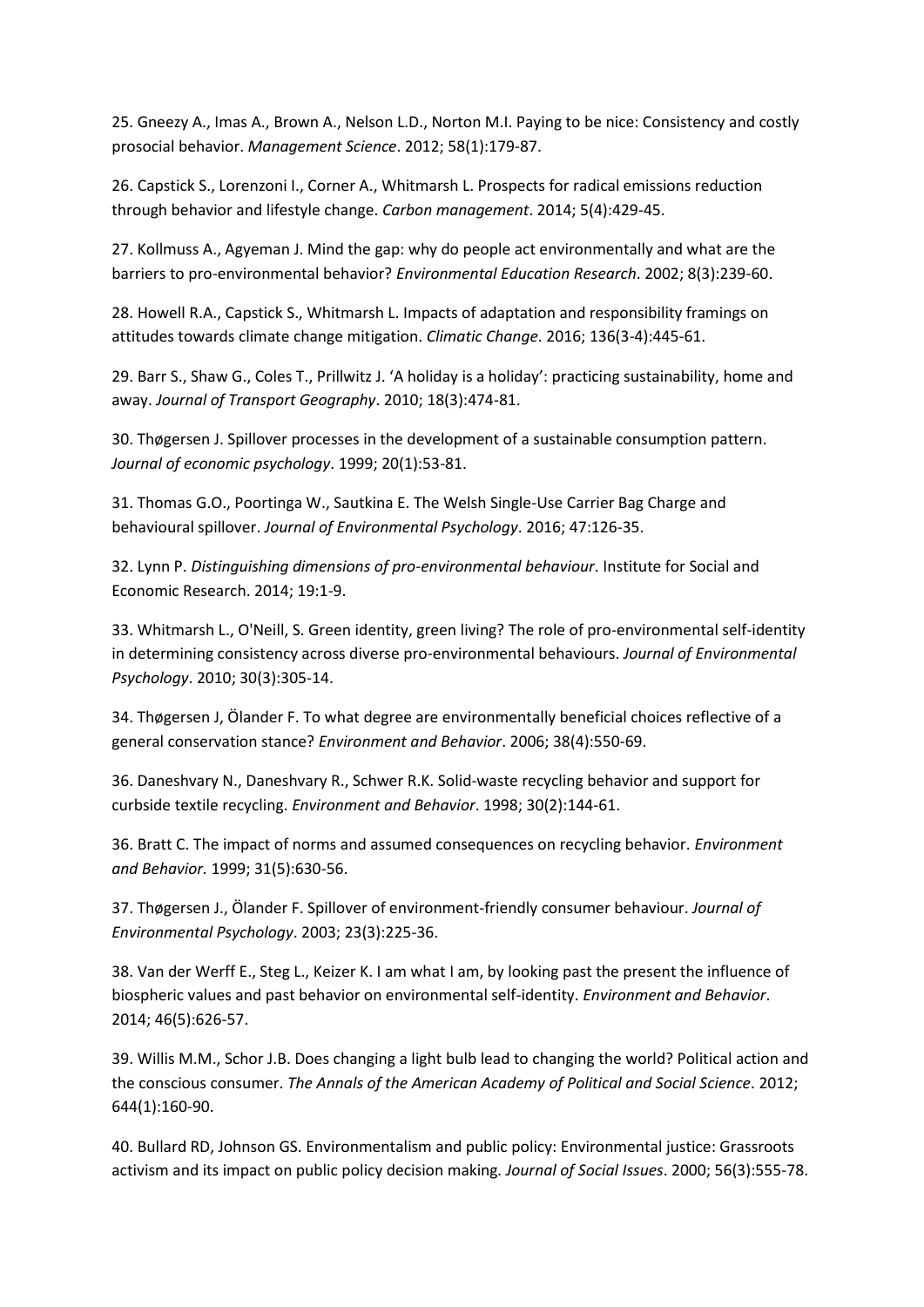25. Gneezy A., Imas A., Brown A., Nelson L.D., Norton M.I. Paying to be nice: Consistency and costly prosocial behavior. *Management Science*. 2012; 58(1):179-87.

26. Capstick S., Lorenzoni I., Corner A., Whitmarsh L. Prospects for radical emissions reduction through behavior and lifestyle change. *Carbon management*. 2014; 5(4):429-45.

27. Kollmuss A., Agyeman J. Mind the gap: why do people act environmentally and what are the barriers to pro-environmental behavior? *Environmental Education Research*. 2002; 8(3):239-60.

28. Howell R.A., Capstick S., Whitmarsh L. Impacts of adaptation and responsibility framings on attitudes towards climate change mitigation. *Climatic Change*. 2016; 136(3-4):445-61.

29. Barr S., Shaw G., Coles T., Prillwitz J. 'A holiday is a holiday': practicing sustainability, home and away. *Journal of Transport Geography*. 2010; 18(3):474-81.

30. Thøgersen J. Spillover processes in the development of a sustainable consumption pattern. *Journal of economic psychology*. 1999; 20(1):53-81.

31. Thomas G.O., Poortinga W., Sautkina E. The Welsh Single-Use Carrier Bag Charge and behavioural spillover. *Journal of Environmental Psychology*. 2016; 47:126-35.

32. Lynn P. *Distinguishing dimensions of pro-environmental behaviour*. Institute for Social and Economic Research. 2014; 19:1-9.

33. Whitmarsh L., O'Neill, S. Green identity, green living? The role of pro-environmental self-identity in determining consistency across diverse pro-environmental behaviours. *Journal of Environmental Psychology*. 2010; 30(3):305-14.

34. Thøgersen J, Ölander F. To what degree are environmentally beneficial choices reflective of a general conservation stance? *Environment and Behavior*. 2006; 38(4):550-69.

36. Daneshvary N., Daneshvary R., Schwer R.K. Solid-waste recycling behavior and support for curbside textile recycling. *Environment and Behavior*. 1998; 30(2):144-61.

36. Bratt C. The impact of norms and assumed consequences on recycling behavior. *Environment and Behavior.* 1999; 31(5):630-56.

37. Thøgersen J., Ölander F. Spillover of environment-friendly consumer behaviour. *Journal of Environmental Psychology*. 2003; 23(3):225-36.

38. Van der Werff E., Steg L., Keizer K. I am what I am, by looking past the present the influence of biospheric values and past behavior on environmental self-identity. *Environment and Behavior*. 2014; 46(5):626-57.

39. Willis M.M., Schor J.B. Does changing a light bulb lead to changing the world? Political action and the conscious consumer. *The Annals of the American Academy of Political and Social Science*. 2012; 644(1):160-90.

40. Bullard RD, Johnson GS. Environmentalism and public policy: Environmental justice: Grassroots activism and its impact on public policy decision making. *Journal of Social Issues*. 2000; 56(3):555-78.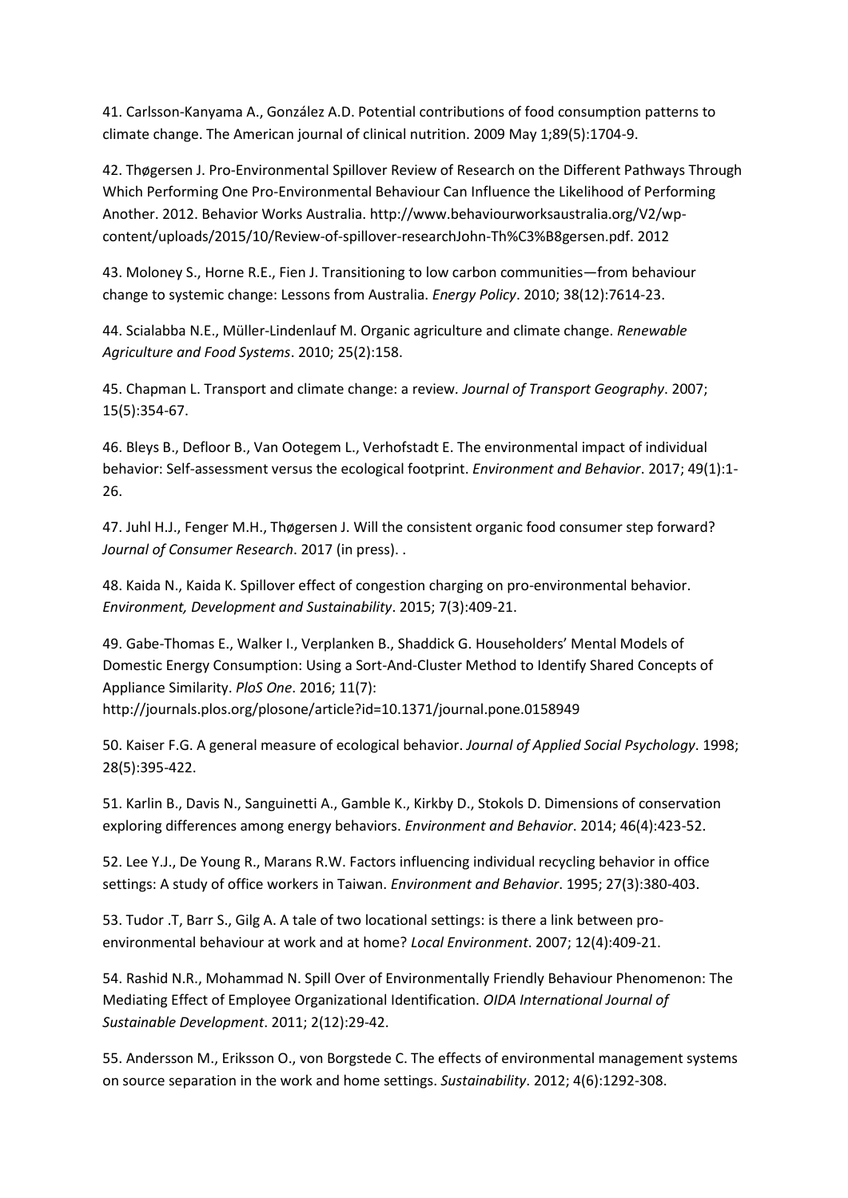41. Carlsson-Kanyama A., González A.D. Potential contributions of food consumption patterns to climate change. The American journal of clinical nutrition. 2009 May 1;89(5):1704-9.

42. Thøgersen J. Pro-Environmental Spillover Review of Research on the Different Pathways Through Which Performing One Pro-Environmental Behaviour Can Influence the Likelihood of Performing Another. 2012. Behavior Works Australia. http://www.behaviourworksaustralia.org/V2/wp-content/uploads/2015/10/Review-of-spillover-researchJohn-Th%C3%B8gersen.pdf. 2012

43. Moloney S., Horne R.E., Fien J. Transitioning to low carbon communities—from behaviour change to systemic change: Lessons from Australia. *Energy Policy*. 2010; 38(12):7614-23.

44. Scialabba N.E., Müller-Lindenlauf M. Organic agriculture and climate change. *Renewable Agriculture and Food Systems*. 2010; 25(2):158.

45. Chapman L. Transport and climate change: a review. *Journal of Transport Geography*. 2007; 15(5):354-67.

46. Bleys B., Defloor B., Van Ootegem L., Verhofstadt E. The environmental impact of individual behavior: Self-assessment versus the ecological footprint. *Environment and Behavior*. 2017; 49(1):1-26.

47. Juhl H.J., Fenger M.H., Thøgersen J. Will the consistent organic food consumer step forward? *Journal of Consumer Research*. 2017 (in press). .

48. Kaida N., Kaida K. Spillover effect of congestion charging on pro-environmental behavior. *Environment, Development and Sustainability*. 2015; 7(3):409-21.

49. Gabe-Thomas E., Walker I., Verplanken B., Shaddick G. Householders' Mental Models of Domestic Energy Consumption: Using a Sort-And-Cluster Method to Identify Shared Concepts of Appliance Similarity. *PloS One*. 2016; 11(7): http://journals.plos.org/plosone/article?id=10.1371/journal.pone.0158949

50. Kaiser F.G. A general measure of ecological behavior. *Journal of Applied Social Psychology*. 1998; 28(5):395-422.

51. Karlin B., Davis N., Sanguinetti A., Gamble K., Kirkby D., Stokols D. Dimensions of conservation exploring differences among energy behaviors. *Environment and Behavior*. 2014; 46(4):423-52.

52. Lee Y.J., De Young R., Marans R.W. Factors influencing individual recycling behavior in office settings: A study of office workers in Taiwan. *Environment and Behavior*. 1995; 27(3):380-403.

53. Tudor .T, Barr S., Gilg A. A tale of two locational settings: is there a link between pro-environmental behaviour at work and at home? *Local Environment*. 2007; 12(4):409-21.

54. Rashid N.R., Mohammad N. Spill Over of Environmentally Friendly Behaviour Phenomenon: The Mediating Effect of Employee Organizational Identification. *OIDA International Journal of Sustainable Development*. 2011; 2(12):29-42.

55. Andersson M., Eriksson O., von Borgstede C. The effects of environmental management systems on source separation in the work and home settings. *Sustainability*. 2012; 4(6):1292-308.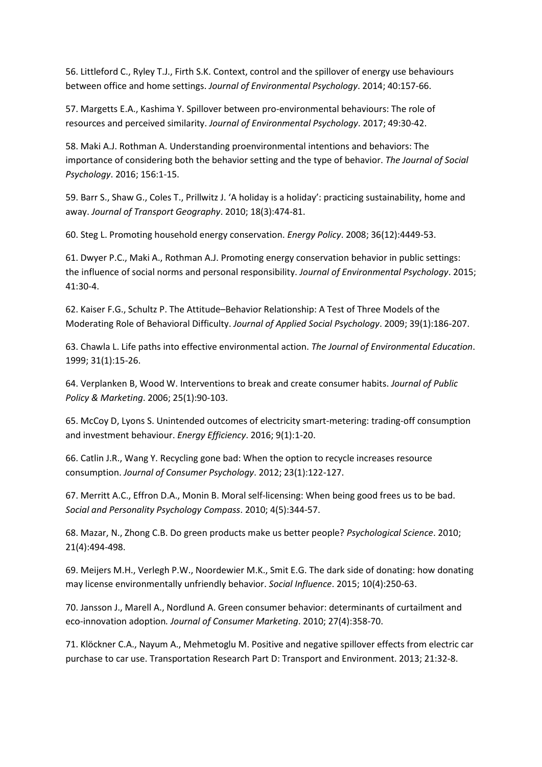56. Littleford C., Ryley T.J., Firth S.K. Context, control and the spillover of energy use behaviours between office and home settings. *Journal of Environmental Psychology*. 2014; 40:157-66.

57. Margetts E.A., Kashima Y. Spillover between pro-environmental behaviours: The role of resources and perceived similarity. *Journal of Environmental Psychology*. 2017; 49:30-42.

58. Maki A.J. Rothman A. Understanding proenvironmental intentions and behaviors: The importance of considering both the behavior setting and the type of behavior. *The Journal of Social Psychology*. 2016; 156:1-15.

59. Barr S., Shaw G., Coles T., Prillwitz J. 'A holiday is a holiday': practicing sustainability, home and away. *Journal of Transport Geography*. 2010; 18(3):474-81.

60. Steg L. Promoting household energy conservation. *Energy Policy*. 2008; 36(12):4449-53.

61. Dwyer P.C., Maki A., Rothman A.J. Promoting energy conservation behavior in public settings: the influence of social norms and personal responsibility. *Journal of Environmental Psychology*. 2015; 41:30-4.

62. Kaiser F.G., Schultz P. The Attitude–Behavior Relationship: A Test of Three Models of the Moderating Role of Behavioral Difficulty. *Journal of Applied Social Psychology*. 2009; 39(1):186-207.

63. Chawla L. Life paths into effective environmental action. *The Journal of Environmental Education*. 1999; 31(1):15-26.

64. Verplanken B, Wood W. Interventions to break and create consumer habits. *Journal of Public Policy & Marketing*. 2006; 25(1):90-103.

65. McCoy D, Lyons S. Unintended outcomes of electricity smart-metering: trading-off consumption and investment behaviour. *Energy Efficiency*. 2016; 9(1):1-20.

66. Catlin J.R., Wang Y. Recycling gone bad: When the option to recycle increases resource consumption. *Journal of Consumer Psychology*. 2012; 23(1):122-127.

67. Merritt A.C., Effron D.A., Monin B. Moral self-licensing: When being good frees us to be bad. *Social and Personality Psychology Compass*. 2010; 4(5):344-57.

68. Mazar, N., Zhong C.B. Do green products make us better people? *Psychological Science*. 2010; 21(4):494-498.

69. Meijers M.H., Verlegh P.W., Noordewier M.K., Smit E.G. The dark side of donating: how donating may license environmentally unfriendly behavior. *Social Influence*. 2015; 10(4):250-63.

70. Jansson J., Marell A., Nordlund A. Green consumer behavior: determinants of curtailment and eco-innovation adoption. *Journal of Consumer Marketing*. 2010; 27(4):358-70.

71. Klöckner C.A., Nayum A., Mehmetoglu M. Positive and negative spillover effects from electric car purchase to car use. Transportation Research Part D: Transport and Environment. 2013; 21:32-8.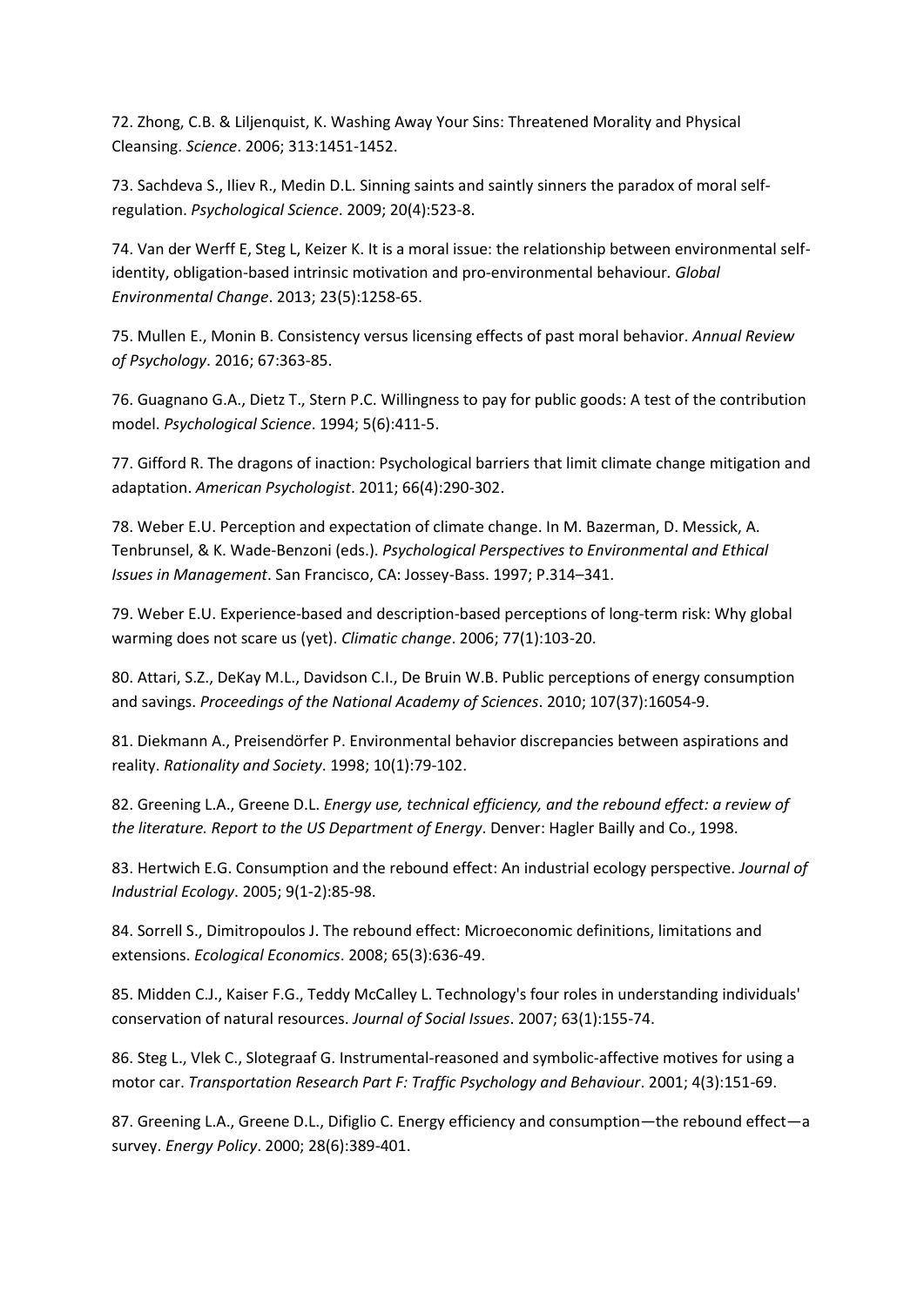72. Zhong, C.B. & Liljenquist, K. Washing Away Your Sins: Threatened Morality and Physical Cleansing. *Science*. 2006; 313:1451-1452.

73. Sachdeva S., Iliev R., Medin D.L. Sinning saints and saintly sinners the paradox of moral self-regulation. *Psychological Science*. 2009; 20(4):523-8.

74. Van der Werff E, Steg L, Keizer K. It is a moral issue: the relationship between environmental self-identity, obligation-based intrinsic motivation and pro-environmental behaviour. *Global Environmental Change*. 2013; 23(5):1258-65.

75. Mullen E., Monin B. Consistency versus licensing effects of past moral behavior. *Annual Review of Psychology*. 2016; 67:363-85.

76. Guagnano G.A., Dietz T., Stern P.C. Willingness to pay for public goods: A test of the contribution model. *Psychological Science*. 1994; 5(6):411-5.

77. Gifford R. The dragons of inaction: Psychological barriers that limit climate change mitigation and adaptation. *American Psychologist*. 2011; 66(4):290-302.

78. Weber E.U. Perception and expectation of climate change. In M. Bazerman, D. Messick, A. Tenbrunsel, & K. Wade-Benzoni (eds.). *Psychological Perspectives to Environmental and Ethical Issues in Management*. San Francisco, CA: Jossey-Bass. 1997; P.314–341.

79. Weber E.U. Experience-based and description-based perceptions of long-term risk: Why global warming does not scare us (yet). *Climatic change*. 2006; 77(1):103-20.

80. Attari, S.Z., DeKay M.L., Davidson C.I., De Bruin W.B. Public perceptions of energy consumption and savings. *Proceedings of the National Academy of Sciences*. 2010; 107(37):16054-9.

81. Diekmann A., Preisendörfer P. Environmental behavior discrepancies between aspirations and reality. *Rationality and Society*. 1998; 10(1):79-102.

82. Greening L.A., Greene D.L. *Energy use, technical efficiency, and the rebound effect: a review of the literature. Report to the US Department of Energy*. Denver: Hagler Bailly and Co., 1998.

83. Hertwich E.G. Consumption and the rebound effect: An industrial ecology perspective. *Journal of Industrial Ecology*. 2005; 9(1-2):85-98.

84. Sorrell S., Dimitropoulos J. The rebound effect: Microeconomic definitions, limitations and extensions. *Ecological Economics*. 2008; 65(3):636-49.

85. Midden C.J., Kaiser F.G., Teddy McCalley L. Technology's four roles in understanding individuals' conservation of natural resources. *Journal of Social Issues*. 2007; 63(1):155-74.

86. Steg L., Vlek C., Slotegraaf G. Instrumental-reasoned and symbolic-affective motives for using a motor car. *Transportation Research Part F: Traffic Psychology and Behaviour*. 2001; 4(3):151-69.

87. Greening L.A., Greene D.L., Difiglio C. Energy efficiency and consumption—the rebound effect—a survey. *Energy Policy*. 2000; 28(6):389-401.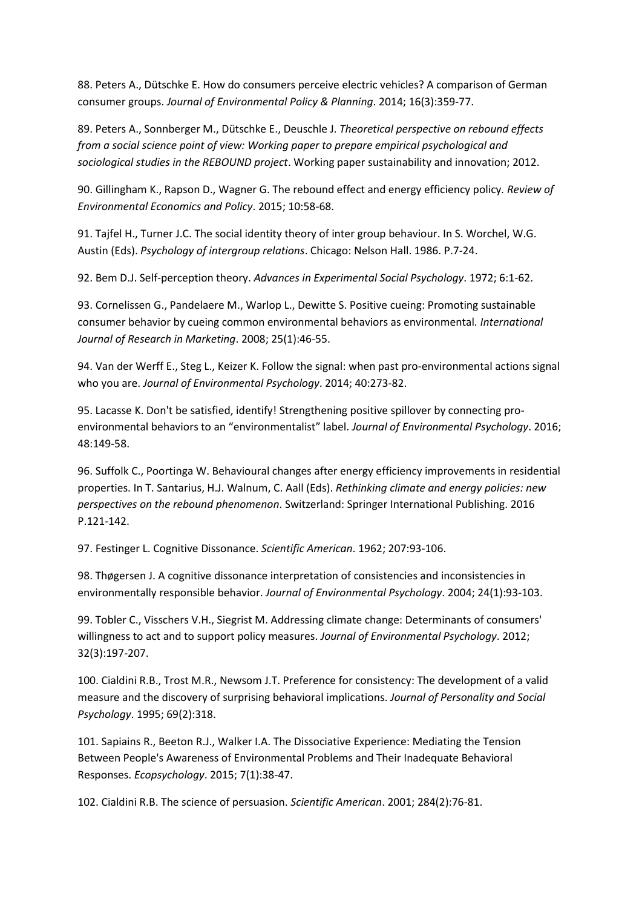88. Peters A., Dütschke E. How do consumers perceive electric vehicles? A comparison of German consumer groups. *Journal of Environmental Policy & Planning*. 2014; 16(3):359-77.

89. Peters A., Sonnberger M., Dütschke E., Deuschle J. *Theoretical perspective on rebound effects from a social science point of view: Working paper to prepare empirical psychological and sociological studies in the REBOUND project*. Working paper sustainability and innovation; 2012.

90. Gillingham K., Rapson D., Wagner G. The rebound effect and energy efficiency policy. *Review of Environmental Economics and Policy*. 2015; 10:58-68.

91. Tajfel H., Turner J.C. The social identity theory of inter group behaviour. In S. Worchel, W.G. Austin (Eds). *Psychology of intergroup relations*. Chicago: Nelson Hall. 1986. P.7-24.

92. Bem D.J. Self-perception theory. *Advances in Experimental Social Psychology*. 1972; 6:1-62.

93. Cornelissen G., Pandelaere M., Warlop L., Dewitte S. Positive cueing: Promoting sustainable consumer behavior by cueing common environmental behaviors as environmental. *International Journal of Research in Marketing*. 2008; 25(1):46-55.

94. Van der Werff E., Steg L., Keizer K. Follow the signal: when past pro-environmental actions signal who you are. *Journal of Environmental Psychology*. 2014; 40:273-82.

95. Lacasse K. Don't be satisfied, identify! Strengthening positive spillover by connecting pro-environmental behaviors to an "environmentalist" label. *Journal of Environmental Psychology*. 2016; 48:149-58.

96. Suffolk C., Poortinga W. Behavioural changes after energy efficiency improvements in residential properties. In T. Santarius, H.J. Walnum, C. Aall (Eds). *Rethinking climate and energy policies: new perspectives on the rebound phenomenon*. Switzerland: Springer International Publishing. 2016 P.121-142.

97. Festinger L. Cognitive Dissonance. *Scientific American*. 1962; 207:93-106.

98. Thøgersen J. A cognitive dissonance interpretation of consistencies and inconsistencies in environmentally responsible behavior. *Journal of Environmental Psychology*. 2004; 24(1):93-103.

99. Tobler C., Visschers V.H., Siegrist M. Addressing climate change: Determinants of consumers' willingness to act and to support policy measures. *Journal of Environmental Psychology*. 2012; 32(3):197-207.

100. Cialdini R.B., Trost M.R., Newsom J.T. Preference for consistency: The development of a valid measure and the discovery of surprising behavioral implications. *Journal of Personality and Social Psychology*. 1995; 69(2):318.

101. Sapiains R., Beeton R.J., Walker I.A. The Dissociative Experience: Mediating the Tension Between People's Awareness of Environmental Problems and Their Inadequate Behavioral Responses. *Ecopsychology*. 2015; 7(1):38-47.

102. Cialdini R.B. The science of persuasion. *Scientific American*. 2001; 284(2):76-81.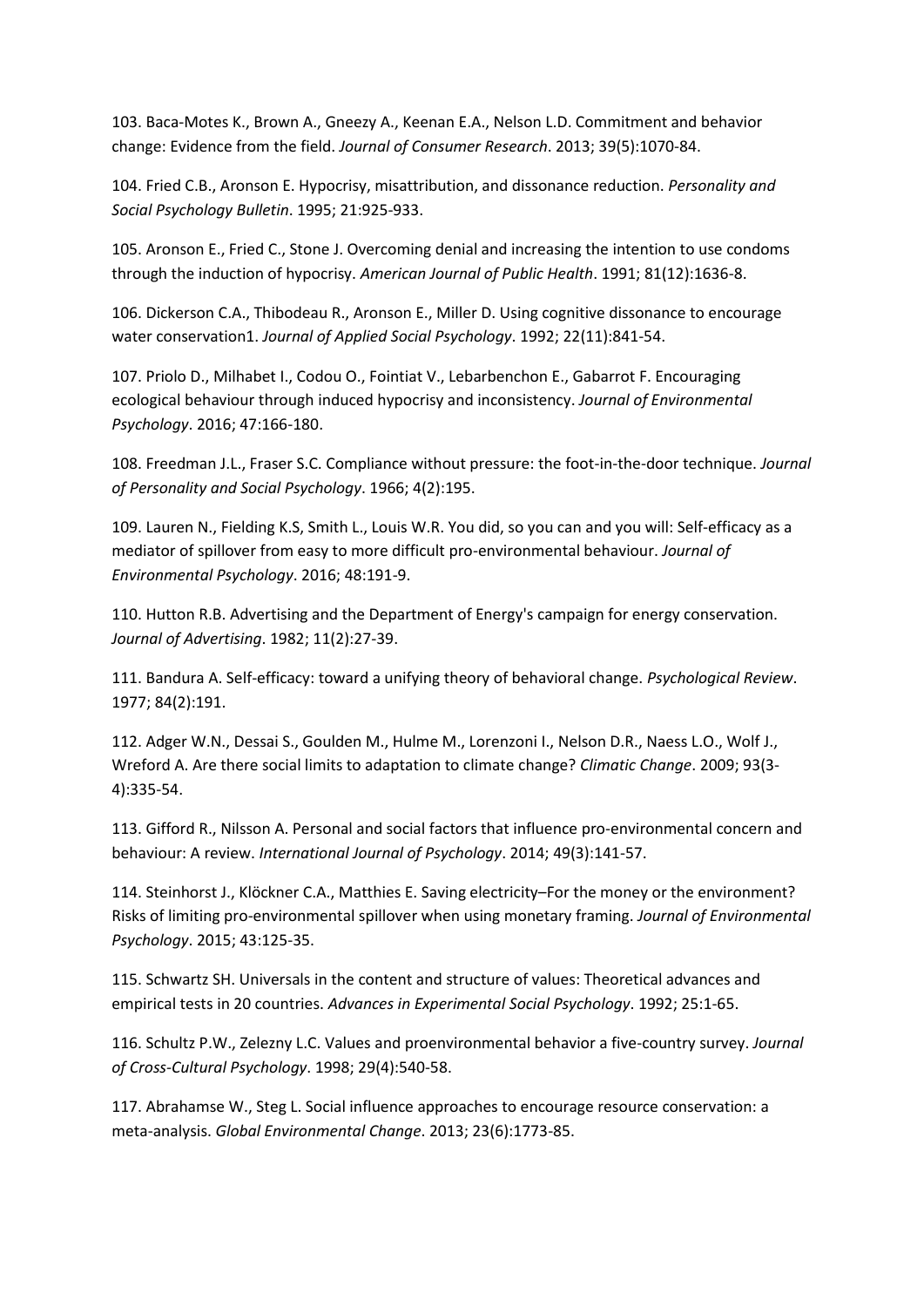103. Baca-Motes K., Brown A., Gneezy A., Keenan E.A., Nelson L.D. Commitment and behavior change: Evidence from the field. *Journal of Consumer Research*. 2013; 39(5):1070-84.

104. Fried C.B., Aronson E. Hypocrisy, misattribution, and dissonance reduction. *Personality and Social Psychology Bulletin*. 1995; 21:925-933.

105. Aronson E., Fried C., Stone J. Overcoming denial and increasing the intention to use condoms through the induction of hypocrisy. *American Journal of Public Health*. 1991; 81(12):1636-8.

106. Dickerson C.A., Thibodeau R., Aronson E., Miller D. Using cognitive dissonance to encourage water conservation1. *Journal of Applied Social Psychology*. 1992; 22(11):841-54.

107. Priolo D., Milhabet I., Codou O., Fointiat V., Lebarbenchon E., Gabarrot F. Encouraging ecological behaviour through induced hypocrisy and inconsistency. *Journal of Environmental Psychology*. 2016; 47:166-180.

108. Freedman J.L., Fraser S.C. Compliance without pressure: the foot-in-the-door technique. *Journal of Personality and Social Psychology*. 1966; 4(2):195.

109. Lauren N., Fielding K.S, Smith L., Louis W.R. You did, so you can and you will: Self-efficacy as a mediator of spillover from easy to more difficult pro-environmental behaviour. *Journal of Environmental Psychology*. 2016; 48:191-9.

110. Hutton R.B. Advertising and the Department of Energy's campaign for energy conservation. *Journal of Advertising*. 1982; 11(2):27-39.

111. Bandura A. Self-efficacy: toward a unifying theory of behavioral change. *Psychological Review*. 1977; 84(2):191.

112. Adger W.N., Dessai S., Goulden M., Hulme M., Lorenzoni I., Nelson D.R., Naess L.O., Wolf J., Wreford A. Are there social limits to adaptation to climate change? *Climatic Change*. 2009; 93(3-4):335-54.

113. Gifford R., Nilsson A. Personal and social factors that influence pro-environmental concern and behaviour: A review. *International Journal of Psychology*. 2014; 49(3):141-57.

114. Steinhorst J., Klöckner C.A., Matthies E. Saving electricity–For the money or the environment? Risks of limiting pro-environmental spillover when using monetary framing. *Journal of Environmental Psychology*. 2015; 43:125-35.

115. Schwartz SH. Universals in the content and structure of values: Theoretical advances and empirical tests in 20 countries. *Advances in Experimental Social Psychology*. 1992; 25:1-65.

116. Schultz P.W., Zelezny L.C. Values and proenvironmental behavior a five-country survey. *Journal of Cross-Cultural Psychology*. 1998; 29(4):540-58.

117. Abrahamse W., Steg L. Social influence approaches to encourage resource conservation: a meta-analysis. *Global Environmental Change*. 2013; 23(6):1773-85.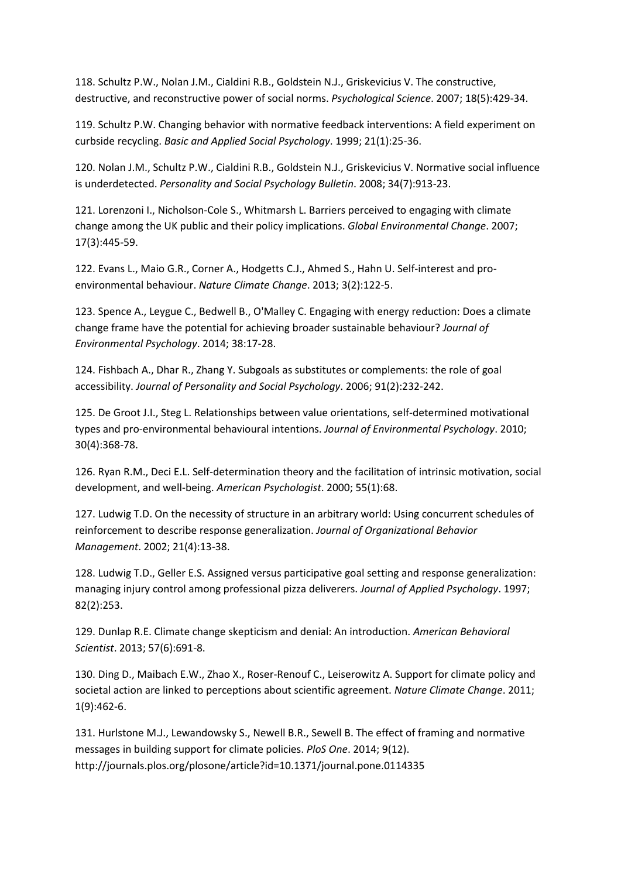118. Schultz P.W., Nolan J.M., Cialdini R.B., Goldstein N.J., Griskevicius V. The constructive, destructive, and reconstructive power of social norms. *Psychological Science*. 2007; 18(5):429-34.

119. Schultz P.W. Changing behavior with normative feedback interventions: A field experiment on curbside recycling. *Basic and Applied Social Psychology*. 1999; 21(1):25-36.

120. Nolan J.M., Schultz P.W., Cialdini R.B., Goldstein N.J., Griskevicius V. Normative social influence is underdetected. *Personality and Social Psychology Bulletin*. 2008; 34(7):913-23.

121. Lorenzoni I., Nicholson-Cole S., Whitmarsh L. Barriers perceived to engaging with climate change among the UK public and their policy implications. *Global Environmental Change*. 2007; 17(3):445-59.

122. Evans L., Maio G.R., Corner A., Hodgetts C.J., Ahmed S., Hahn U. Self-interest and pro-environmental behaviour. *Nature Climate Change*. 2013; 3(2):122-5.

123. Spence A., Leygue C., Bedwell B., O'Malley C. Engaging with energy reduction: Does a climate change frame have the potential for achieving broader sustainable behaviour? *Journal of Environmental Psychology*. 2014; 38:17-28.

124. Fishbach A., Dhar R., Zhang Y. Subgoals as substitutes or complements: the role of goal accessibility. *Journal of Personality and Social Psychology*. 2006; 91(2):232-242.

125. De Groot J.I., Steg L. Relationships between value orientations, self-determined motivational types and pro-environmental behavioural intentions. *Journal of Environmental Psychology*. 2010; 30(4):368-78.

126. Ryan R.M., Deci E.L. Self-determination theory and the facilitation of intrinsic motivation, social development, and well-being. *American Psychologist*. 2000; 55(1):68.

127. Ludwig T.D. On the necessity of structure in an arbitrary world: Using concurrent schedules of reinforcement to describe response generalization. *Journal of Organizational Behavior Management*. 2002; 21(4):13-38.

128. Ludwig T.D., Geller E.S. Assigned versus participative goal setting and response generalization: managing injury control among professional pizza deliverers. *Journal of Applied Psychology*. 1997; 82(2):253.

129. Dunlap R.E. Climate change skepticism and denial: An introduction. *American Behavioral Scientist*. 2013; 57(6):691-8.

130. Ding D., Maibach E.W., Zhao X., Roser-Renouf C., Leiserowitz A. Support for climate policy and societal action are linked to perceptions about scientific agreement. *Nature Climate Change*. 2011; 1(9):462-6.

131. Hurlstone M.J., Lewandowsky S., Newell B.R., Sewell B. The effect of framing and normative messages in building support for climate policies. *PloS One*. 2014; 9(12). http://journals.plos.org/plosone/article?id=10.1371/journal.pone.0114335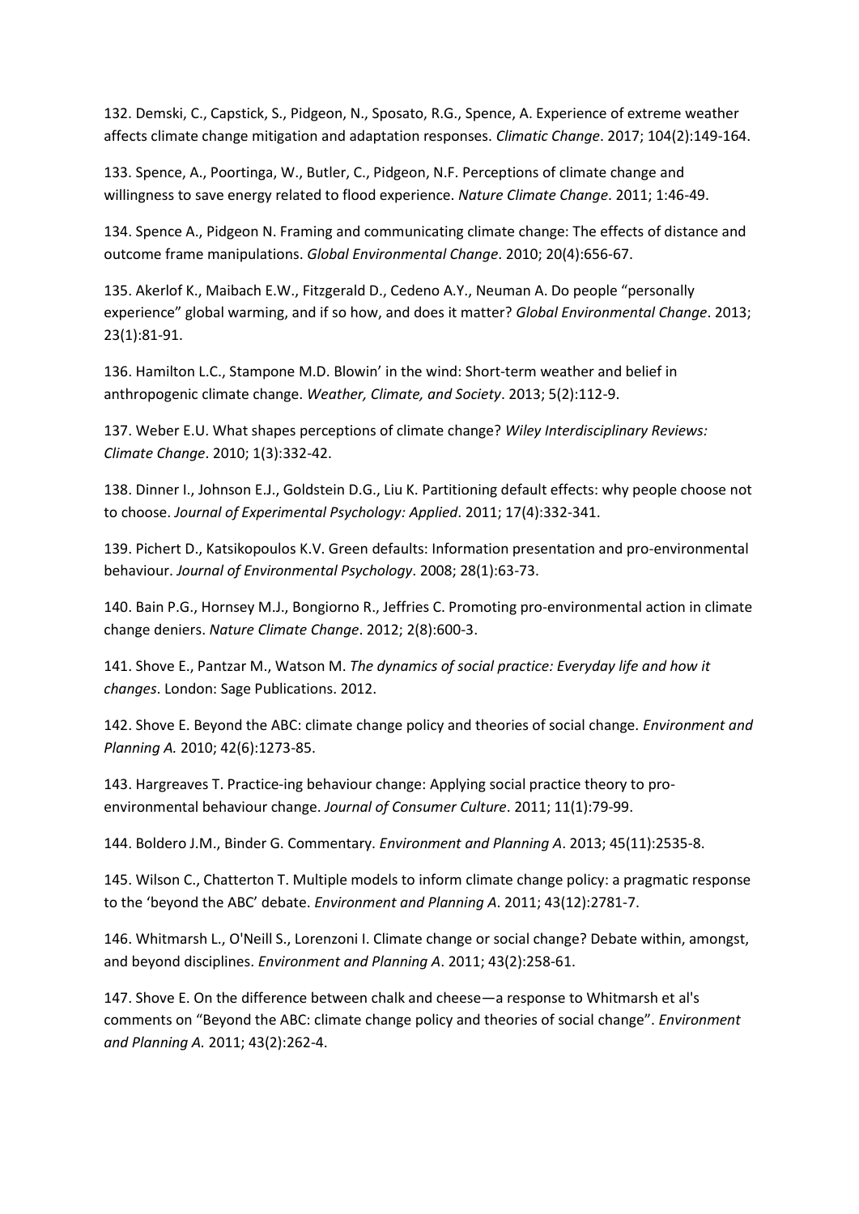132. Demski, C., Capstick, S., Pidgeon, N., Sposato, R.G., Spence, A. Experience of extreme weather affects climate change mitigation and adaptation responses. *Climatic Change*. 2017; 104(2):149-164.

133. Spence, A., Poortinga, W., Butler, C., Pidgeon, N.F. Perceptions of climate change and willingness to save energy related to flood experience. *Nature Climate Change*. 2011; 1:46-49.

134. Spence A., Pidgeon N. Framing and communicating climate change: The effects of distance and outcome frame manipulations. *Global Environmental Change*. 2010; 20(4):656-67.

135. Akerlof K., Maibach E.W., Fitzgerald D., Cedeno A.Y., Neuman A. Do people "personally experience" global warming, and if so how, and does it matter? *Global Environmental Change*. 2013; 23(1):81-91.

136. Hamilton L.C., Stampone M.D. Blowin' in the wind: Short-term weather and belief in anthropogenic climate change. *Weather, Climate, and Society*. 2013; 5(2):112-9.

137. Weber E.U. What shapes perceptions of climate change? *Wiley Interdisciplinary Reviews: Climate Change*. 2010; 1(3):332-42.

138. Dinner I., Johnson E.J., Goldstein D.G., Liu K. Partitioning default effects: why people choose not to choose. *Journal of Experimental Psychology: Applied*. 2011; 17(4):332-341.

139. Pichert D., Katsikopoulos K.V. Green defaults: Information presentation and pro-environmental behaviour. *Journal of Environmental Psychology*. 2008; 28(1):63-73.

140. Bain P.G., Hornsey M.J., Bongiorno R., Jeffries C. Promoting pro-environmental action in climate change deniers. *Nature Climate Change*. 2012; 2(8):600-3.

141. Shove E., Pantzar M., Watson M. *The dynamics of social practice: Everyday life and how it changes*. London: Sage Publications. 2012.

142. Shove E. Beyond the ABC: climate change policy and theories of social change. *Environment and Planning A.* 2010; 42(6):1273-85.

143. Hargreaves T. Practice-ing behaviour change: Applying social practice theory to pro-environmental behaviour change. *Journal of Consumer Culture*. 2011; 11(1):79-99.

144. Boldero J.M., Binder G. Commentary. *Environment and Planning A*. 2013; 45(11):2535-8.

145. Wilson C., Chatterton T. Multiple models to inform climate change policy: a pragmatic response to the 'beyond the ABC' debate. *Environment and Planning A*. 2011; 43(12):2781-7.

146. Whitmarsh L., O'Neill S., Lorenzoni I. Climate change or social change? Debate within, amongst, and beyond disciplines. *Environment and Planning A*. 2011; 43(2):258-61.

147. Shove E. On the difference between chalk and cheese—a response to Whitmarsh et al's comments on "Beyond the ABC: climate change policy and theories of social change". *Environment and Planning A.* 2011; 43(2):262-4.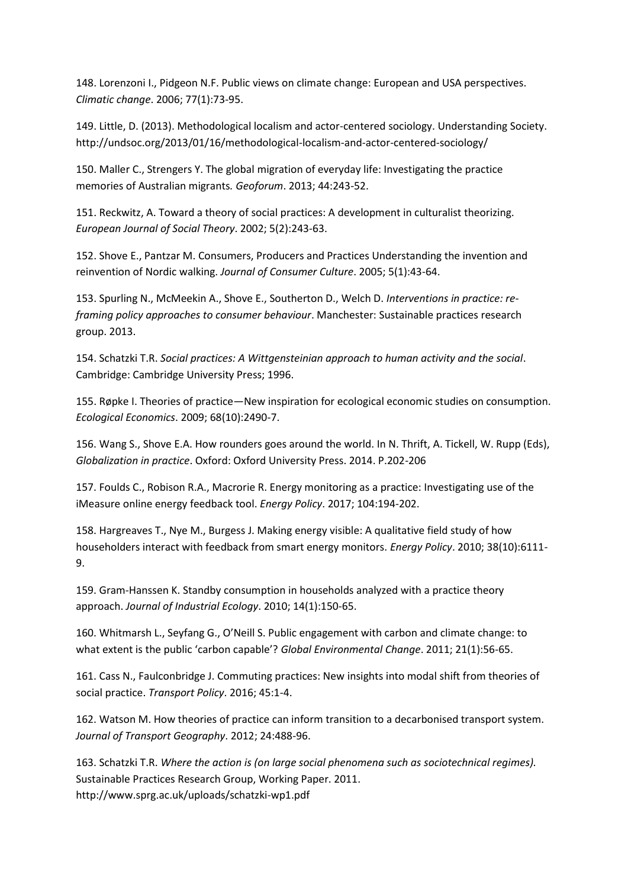148. Lorenzoni I., Pidgeon N.F. Public views on climate change: European and USA perspectives. *Climatic change*. 2006; 77(1):73-95.

149. Little, D. (2013). Methodological localism and actor-centered sociology. Understanding Society. http://undsoc.org/2013/01/16/methodological-localism-and-actor-centered-sociology/

150. Maller C., Strengers Y. The global migration of everyday life: Investigating the practice memories of Australian migrants*. Geoforum*. 2013; 44:243-52.

151. Reckwitz, A. Toward a theory of social practices: A development in culturalist theorizing. *European Journal of Social Theory*. 2002; 5(2):243-63.

152. Shove E., Pantzar M. Consumers, Producers and Practices Understanding the invention and reinvention of Nordic walking. *Journal of Consumer Culture*. 2005; 5(1):43-64.

153. Spurling N., McMeekin A., Shove E., Southerton D., Welch D. *Interventions in practice: re-framing policy approaches to consumer behaviour*. Manchester: Sustainable practices research group. 2013.

154. Schatzki T.R. *Social practices: A Wittgensteinian approach to human activity and the social*. Cambridge: Cambridge University Press; 1996.

155. Røpke I. Theories of practice—New inspiration for ecological economic studies on consumption. *Ecological Economics*. 2009; 68(10):2490-7.

156. Wang S., Shove E.A. How rounders goes around the world. In N. Thrift, A. Tickell, W. Rupp (Eds), *Globalization in practice*. Oxford: Oxford University Press. 2014. P.202-206

157. Foulds C., Robison R.A., Macrorie R. Energy monitoring as a practice: Investigating use of the iMeasure online energy feedback tool. *Energy Policy*. 2017; 104:194-202.

158. Hargreaves T., Nye M., Burgess J. Making energy visible: A qualitative field study of how householders interact with feedback from smart energy monitors. *Energy Policy*. 2010; 38(10):6111-9.

159. Gram-Hanssen K. Standby consumption in households analyzed with a practice theory approach. *Journal of Industrial Ecology*. 2010; 14(1):150-65.

160. Whitmarsh L., Seyfang G., O'Neill S. Public engagement with carbon and climate change: to what extent is the public 'carbon capable'? *Global Environmental Change*. 2011; 21(1):56-65.

161. Cass N., Faulconbridge J. Commuting practices: New insights into modal shift from theories of social practice. *Transport Policy*. 2016; 45:1-4.

162. Watson M. How theories of practice can inform transition to a decarbonised transport system. *Journal of Transport Geography*. 2012; 24:488-96.

163. Schatzki T.R. *Where the action is (on large social phenomena such as sociotechnical regimes).* Sustainable Practices Research Group, Working Paper. 2011. http://www.sprg.ac.uk/uploads/schatzki-wp1.pdf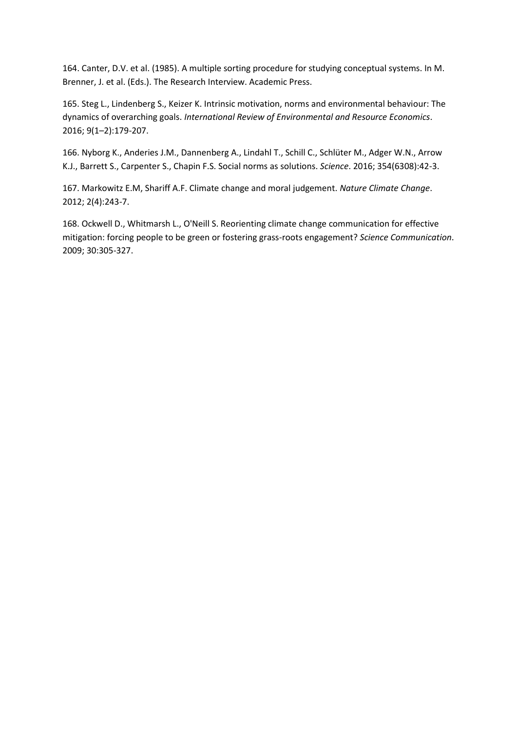164. Canter, D.V. et al. (1985). A multiple sorting procedure for studying conceptual systems. In M. Brenner, J. et al. (Eds.). The Research Interview. Academic Press.

165. Steg L., Lindenberg S., Keizer K. Intrinsic motivation, norms and environmental behaviour: The dynamics of overarching goals. *International Review of Environmental and Resource Economics*. 2016; 9(1–2):179-207.

166. Nyborg K., Anderies J.M., Dannenberg A., Lindahl T., Schill C., Schlüter M., Adger W.N., Arrow K.J., Barrett S., Carpenter S., Chapin F.S. Social norms as solutions. *Science*. 2016; 354(6308):42-3.

167. Markowitz E.M, Shariff A.F. Climate change and moral judgement. *Nature Climate Change*. 2012; 2(4):243-7.

168. Ockwell D., Whitmarsh L., O'Neill S. Reorienting climate change communication for effective mitigation: forcing people to be green or fostering grass-roots engagement? *Science Communication*. 2009; 30:305-327.